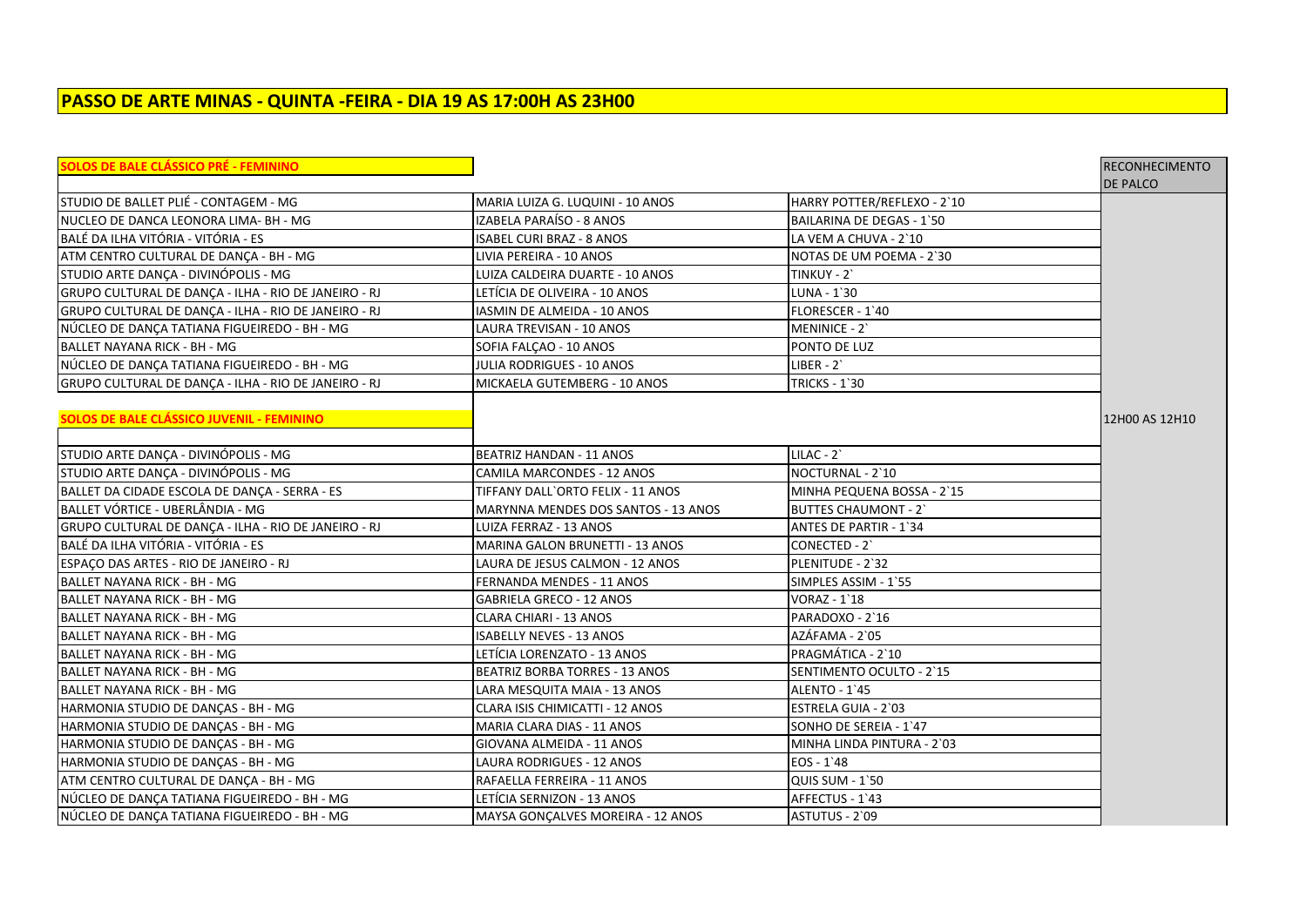# PASSO DE ARTE MINAS - QUINTA -FEIRA - DIA 19 AS 17:00H AS 23H00

| SOLOS DE BALE CLÁSSICO PRÉ - FEMININO | | | RECONHECIMENTO DE PALCO |
|---|---|---|---|
| STUDIO DE BALLET PLIÉ - CONTAGEM - MG | MARIA LUIZA G. LUQUINI - 10 ANOS | HARRY POTTER/REFLEXO - 2`10 | |
| NUCLEO DE DANCA LEONORA LIMA- BH - MG | IZABELA PARAÍSO - 8 ANOS | BAILARINA DE DEGAS - 1`50 | |
| BALÉ DA ILHA VITÓRIA - VITÓRIA - ES | ISABEL CURI BRAZ - 8 ANOS | LA VEM A CHUVA - 2`10 | |
| ATM CENTRO CULTURAL DE DANÇA - BH - MG | LIVIA PEREIRA - 10 ANOS | NOTAS DE UM POEMA - 2`30 | |
| STUDIO ARTE DANÇA - DIVINÓPOLIS - MG | LUIZA CALDEIRA DUARTE - 10 ANOS | TINKUY - 2` | |
| GRUPO CULTURAL DE DANÇA - ILHA - RIO DE JANEIRO - RJ | LETÍCIA DE OLIVEIRA - 10 ANOS | LUNA - 1`30 | |
| GRUPO CULTURAL DE DANÇA - ILHA - RIO DE JANEIRO - RJ | IASMIN DE ALMEIDA - 10 ANOS | FLORESCER - 1`40 | |
| NÚCLEO DE DANÇA TATIANA FIGUEIREDO - BH - MG | LAURA TREVISAN - 10 ANOS | MENINICE - 2` | |
| BALLET NAYANA RICK - BH - MG | SOFIA FALÇAO - 10 ANOS | PONTO DE LUZ | |
| NÚCLEO DE DANÇA TATIANA FIGUEIREDO - BH - MG | JULIA RODRIGUES - 10 ANOS | LIBER - 2` | |
| GRUPO CULTURAL DE DANÇA - ILHA - RIO DE JANEIRO - RJ | MICKAELA GUTEMBERG - 10 ANOS | TRICKS - 1`30 | |
| **SOLOS DE BALE CLÁSSICO JUVENIL - FEMININO** | | | 12H00 AS 12H10 |
| STUDIO ARTE DANÇA - DIVINÓPOLIS - MG | BEATRIZ HANDAN - 11 ANOS | LILAC - 2` | |
| STUDIO ARTE DANÇA - DIVINÓPOLIS - MG | CAMILA MARCONDES - 12 ANOS | NOCTURNAL - 2`10 | |
| BALLET DA CIDADE ESCOLA DE DANÇA - SERRA - ES | TIFFANY DALL`ORTO FELIX - 11 ANOS | MINHA PEQUENA BOSSA - 2`15 | |
| BALLET VÓRTICE - UBERLÂNDIA - MG | MARYNNA MENDES DOS SANTOS - 13 ANOS | BUTTES CHAUMONT - 2` | |
| GRUPO CULTURAL DE DANÇA - ILHA - RIO DE JANEIRO - RJ | LUIZA FERRAZ - 13 ANOS | ANTES DE PARTIR - 1`34 | |
| BALÉ DA ILHA VITÓRIA - VITÓRIA - ES | MARINA GALON BRUNETTI - 13 ANOS | CONECTED - 2` | |
| ESPAÇO DAS ARTES - RIO DE JANEIRO - RJ | LAURA DE JESUS CALMON - 12 ANOS | PLENITUDE - 2`32 | |
| BALLET NAYANA RICK - BH - MG | FERNANDA MENDES - 11 ANOS | SIMPLES ASSIM - 1`55 | |
| BALLET NAYANA RICK - BH - MG | GABRIELA GRECO - 12 ANOS | VORAZ - 1`18 | |
| BALLET NAYANA RICK - BH - MG | CLARA CHIARI - 13 ANOS | PARADOXO - 2`16 | |
| BALLET NAYANA RICK - BH - MG | ISABELLY NEVES - 13 ANOS | AZÁFAMA - 2`05 | |
| BALLET NAYANA RICK - BH - MG | LETÍCIA LORENZATO - 13 ANOS | PRAGMÁTICA - 2`10 | |
| BALLET NAYANA RICK - BH - MG | BEATRIZ BORBA TORRES - 13 ANOS | SENTIMENTO OCULTO - 2`15 | |
| BALLET NAYANA RICK - BH - MG | LARA MESQUITA MAIA - 13 ANOS | ALENTO - 1`45 | |
| HARMONIA STUDIO DE DANÇAS - BH - MG | CLARA ISIS CHIMICATTI - 12 ANOS | ESTRELA GUIA - 2`03 | |
| HARMONIA STUDIO DE DANÇAS - BH - MG | MARIA CLARA DIAS - 11 ANOS | SONHO DE SEREIA - 1`47 | |
| HARMONIA STUDIO DE DANÇAS - BH - MG | GIOVANA ALMEIDA - 11 ANOS | MINHA LINDA PINTURA - 2`03 | |
| HARMONIA STUDIO DE DANÇAS - BH - MG | LAURA RODRIGUES - 12 ANOS | EOS - 1`48 | |
| ATM CENTRO CULTURAL DE DANÇA - BH - MG | RAFAELLA FERREIRA - 11 ANOS | QUIS SUM - 1`50 | |
| NÚCLEO DE DANÇA TATIANA FIGUEIREDO - BH - MG | LETÍCIA SERNIZON - 13 ANOS | AFFECTUS - 1`43 | |
| NÚCLEO DE DANÇA TATIANA FIGUEIREDO - BH - MG | MAYSA GONÇALVES MOREIRA - 12 ANOS | ASTUTUS - 2`09 | |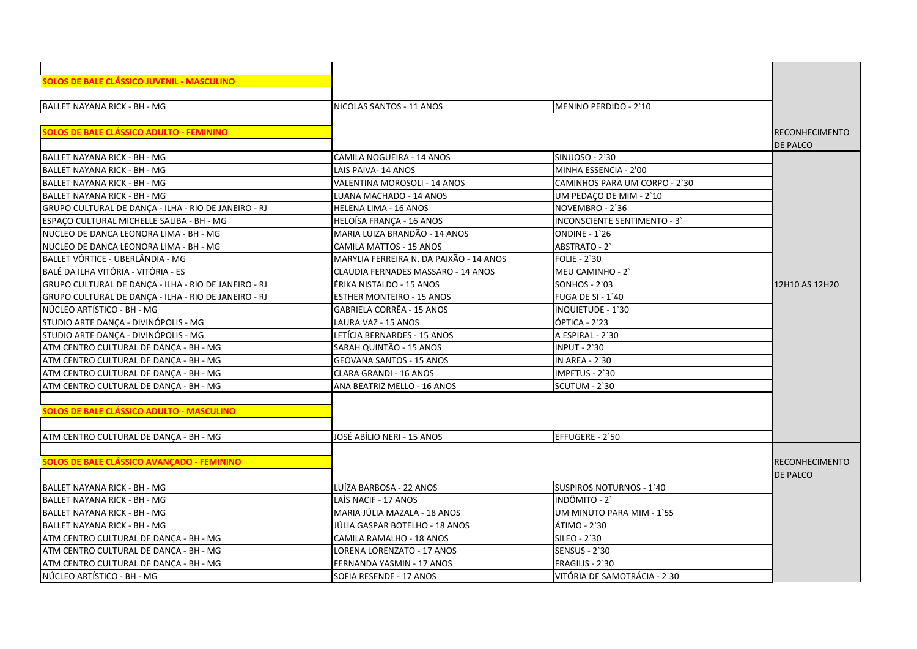| | | | |
|---|---|---|---|
| **SOLOS DE BALE CLÁSSICO JUVENIL - MASCULINO** | | | |
| BALLET NAYANA RICK - BH - MG | NICOLAS SANTOS - 11 ANOS | MENINO PERDIDO - 2`10 | |
| **SOLOS DE BALE CLÁSSICO ADULTO - FEMININO** | | | RECONHECIMENTO DE PALCO |
| BALLET NAYANA RICK - BH - MG | CAMILA NOGUEIRA - 14 ANOS | SINUOSO - 2`30 | |
| BALLET NAYANA RICK - BH - MG | LAIS PAIVA- 14 ANOS | MINHA ESSENCIA - 2'00 | |
| BALLET NAYANA RICK - BH - MG | VALENTINA MOROSOLI - 14 ANOS | CAMINHOS PARA UM CORPO - 2`30 | |
| BALLET NAYANA RICK - BH - MG | LUANA MACHADO - 14 ANOS | UM PEDAÇO DE MIM - 2`10 | |
| GRUPO CULTURAL DE DANÇA - ILHA - RIO DE JANEIRO - RJ | HELENA LIMA - 16 ANOS | NOVEMBRO - 2`36 | |
| ESPAÇO CULTURAL MICHELLE SALIBA - BH - MG | HELOÍSA FRANÇA - 16 ANOS | INCONSCIENTE SENTIMENTO - 3` | |
| NUCLEO DE DANCA LEONORA LIMA - BH - MG | MARIA LUIZA BRANDÃO - 14 ANOS | ONDINE - 1`26 | |
| NUCLEO DE DANCA LEONORA LIMA - BH - MG | CAMILA MATTOS - 15 ANOS | ABSTRATO - 2` | |
| BALLET VÓRTICE - UBERLÂNDIA - MG | MARYLIA FERREIRA N. DA PAIXÃO - 14 ANOS | FOLIE - 2`30 | |
| BALÉ DA ILHA VITÓRIA - VITÓRIA - ES | CLAUDIA FERNADES MASSARO - 14 ANOS | MEU CAMINHO - 2` | |
| GRUPO CULTURAL DE DANÇA - ILHA - RIO DE JANEIRO - RJ | ÉRIKA NISTALDO - 15 ANOS | SONHOS - 2`03 | 12H10 AS 12H20 |
| GRUPO CULTURAL DE DANÇA - ILHA - RIO DE JANEIRO - RJ | ESTHER MONTEIRO - 15 ANOS | FUGA DE SI - 1`40 | |
| NÚCLEO ARTÍSTICO - BH - MG | GABRIELA CORRÊA - 15 ANOS | INQUIETUDE - 1`30 | |
| STUDIO ARTE DANÇA - DIVINÓPOLIS - MG | LAURA VAZ - 15 ANOS | ÓPTICA - 2`23 | |
| STUDIO ARTE DANÇA - DIVINÓPOLIS - MG | LETÍCIA BERNARDES - 15 ANOS | A ESPIRAL - 2`30 | |
| ATM CENTRO CULTURAL DE DANÇA - BH - MG | SARAH QUINTÃO - 15 ANOS | INPUT - 2`30 | |
| ATM CENTRO CULTURAL DE DANÇA - BH - MG | GEOVANA SANTOS - 15 ANOS | IN AREA - 2`30 | |
| ATM CENTRO CULTURAL DE DANÇA - BH - MG | CLARA GRANDI - 16 ANOS | IMPETUS - 2`30 | |
| ATM CENTRO CULTURAL DE DANÇA - BH - MG | ANA BEATRIZ MELLO - 16 ANOS | SCUTUM - 2`30 | |
| **SOLOS DE BALE CLÁSSICO ADULTO - MASCULINO** | | | |
| ATM CENTRO CULTURAL DE DANÇA - BH - MG | JOSÉ ABÍLIO NERI - 15 ANOS | EFFUGERE - 2`50 | |
| **SOLOS DE BALE CLÁSSICO AVANÇADO - FEMININO** | | | RECONHECIMENTO DE PALCO |
| BALLET NAYANA RICK - BH - MG | LUÍZA BARBOSA - 22 ANOS | SUSPIROS NOTURNOS - 1`40 | |
| BALLET NAYANA RICK - BH - MG | LAÍS NACIF - 17 ANOS | INDÔMITO - 2` | |
| BALLET NAYANA RICK - BH - MG | MARIA JÚLIA MAZALA - 18 ANOS | UM MINUTO PARA MIM - 1`55 | |
| BALLET NAYANA RICK - BH - MG | JÚLIA GASPAR BOTELHO - 18 ANOS | ÁTIMO - 2`30 | |
| ATM CENTRO CULTURAL DE DANÇA - BH - MG | CAMILA RAMALHO - 18 ANOS | SILEO - 2`30 | |
| ATM CENTRO CULTURAL DE DANÇA - BH - MG | LORENA LORENZATO - 17 ANOS | SENSUS - 2`30 | |
| ATM CENTRO CULTURAL DE DANÇA - BH - MG | FERNANDA YASMIN - 17 ANOS | FRAGILIS - 2`30 | |
| NÚCLEO ARTÍSTICO - BH - MG | SOFIA RESENDE - 17 ANOS | VITÓRIA DE SAMOTRÁCIA - 2`30 | |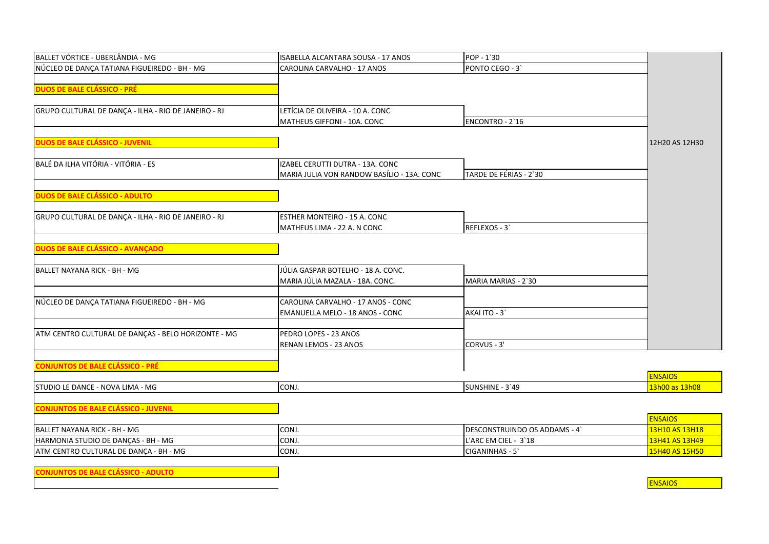| | | | |
|---|---|---|---|
| BALLET VÓRTICE - UBERLÂNDIA - MG | ISABELLA ALCANTARA SOUSA - 17 ANOS | POP - 1`30 | 12H20 AS 12H30 |
| NÚCLEO DE DANÇA TATIANA FIGUEIREDO - BH - MG | CAROLINA CARVALHO - 17 ANOS | PONTO CEGO - 3` | |
| **DUOS DE BALE CLÁSSICO - PRÉ** | | | |
| GRUPO CULTURAL DE DANÇA - ILHA - RIO DE JANEIRO - RJ | LETÍCIA DE OLIVEIRA - 10 A. CONC | | |
| | MATHEUS GIFFONI - 10A. CONC | ENCONTRO - 2`16 | |
| **DUOS DE BALE CLÁSSICO - JUVENIL** | | | |
| BALÉ DA ILHA VITÓRIA - VITÓRIA - ES | IZABEL CERUTTI DUTRA - 13A. CONC | | |
| | MARIA JULIA VON RANDOW BASÍLIO - 13A. CONC | TARDE DE FÉRIAS - 2`30 | |
| **DUOS DE BALE CLÁSSICO - ADULTO** | | | |
| GRUPO CULTURAL DE DANÇA - ILHA - RIO DE JANEIRO - RJ | ESTHER MONTEIRO - 15 A. CONC | | |
| | MATHEUS LIMA - 22 A. N CONC | REFLEXOS - 3` | |
| **DUOS DE BALE CLÁSSICO - AVANÇADO** | | | |
| BALLET NAYANA RICK - BH - MG | JÚLIA GASPAR BOTELHO - 18 A. CONC. | | |
| | MARIA JÚLIA MAZALA - 18A. CONC. | MARIA MARIAS - 2`30 | |
| NÚCLEO DE DANÇA TATIANA FIGUEIREDO - BH - MG | CAROLINA CARVALHO - 17 ANOS - CONC | | |
| | EMANUELLA MELO - 18 ANOS - CONC | AKAI ITO - 3` | |
| ATM CENTRO CULTURAL DE DANÇAS - BELO HORIZONTE - MG | PEDRO LOPES - 23 ANOS | | |
| | RENAN LEMOS - 23 ANOS | CORVUS - 3' | |
| **CONJUNTOS DE BALE CLÁSSICO - PRÉ** | | | |
| | | | ENSAIOS |
| STUDIO LE DANCE - NOVA LIMA - MG | CONJ. | SUNSHINE - 3`49 | 13h00 as 13h08 |
| **CONJUNTOS DE BALE CLÁSSICO - JUVENIL** | | | |
| | | | ENSAIOS |
| BALLET NAYANA RICK - BH - MG | CONJ. | DESCONSTRUINDO OS ADDAMS - 4` | 13H10 AS 13H18 |
| HARMONIA STUDIO DE DANÇAS - BH - MG | CONJ. | L'ARC EM CIEL - 3`18 | 13H41 AS 13H49 |
| ATM CENTRO CULTURAL DE DANÇA - BH - MG | CONJ. | CIGANINHAS - 5` | 15H40 AS 15H50 |
| **CONJUNTOS DE BALE CLÁSSICO - ADULTO** | | | |
| | | | ENSAIOS |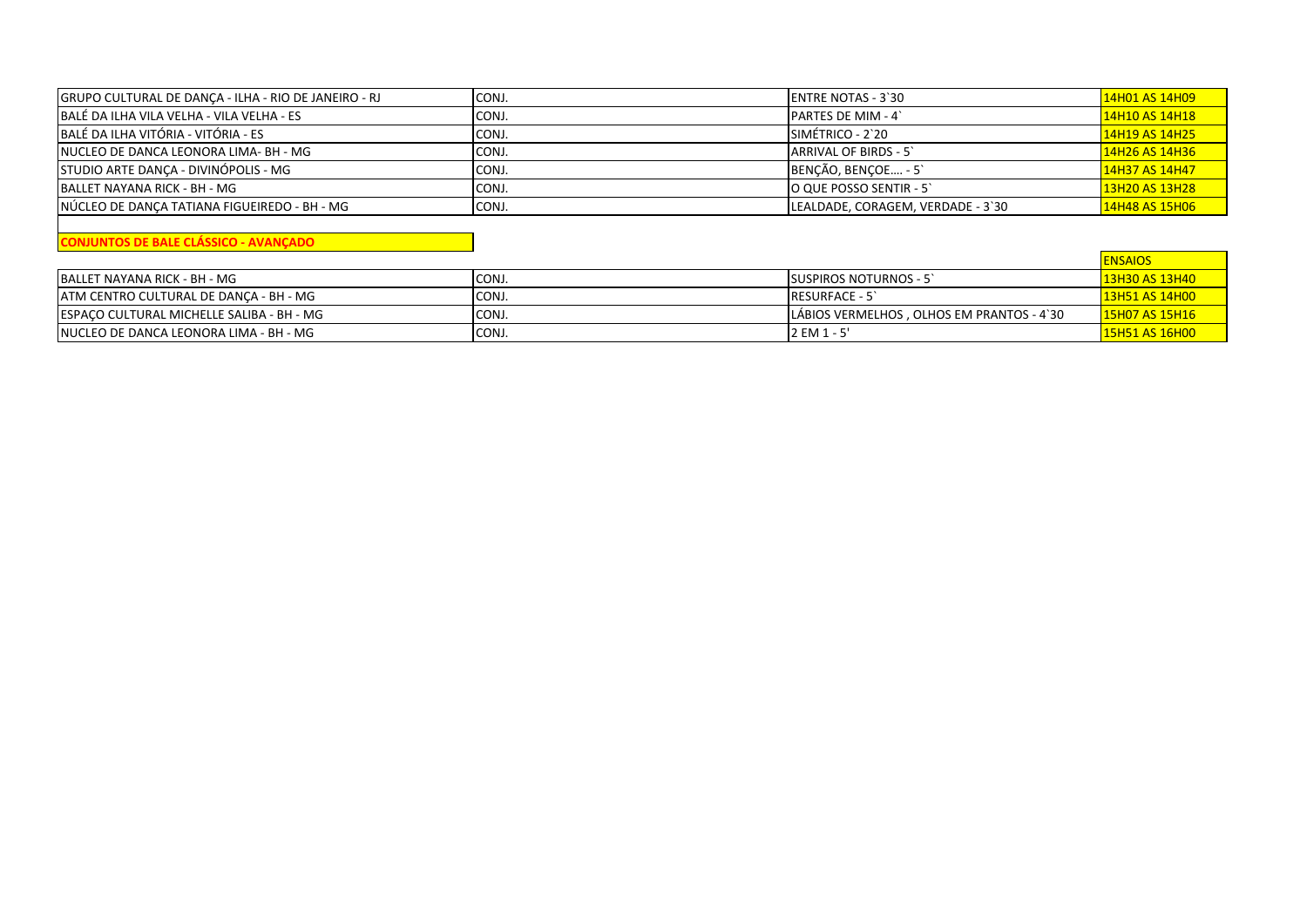| | | | |
|---|---|---|---|
| GRUPO CULTURAL DE DANÇA - ILHA - RIO DE JANEIRO - RJ | CONJ. | ENTRE NOTAS - 3`30 | 14H01 AS 14H09 |
| BALÉ DA ILHA VILA VELHA - VILA VELHA - ES | CONJ. | PARTES DE MIM - 4` | 14H10 AS 14H18 |
| BALÉ DA ILHA VITÓRIA - VITÓRIA - ES | CONJ. | SIMÉTRICO - 2`20 | 14H19 AS 14H25 |
| NUCLEO DE DANCA LEONORA LIMA- BH - MG | CONJ. | ARRIVAL OF BIRDS - 5` | 14H26 AS 14H36 |
| STUDIO ARTE DANÇA - DIVINÓPOLIS - MG | CONJ. | BENÇÃO, BENÇOE…. - 5` | 14H37 AS 14H47 |
| BALLET NAYANA RICK - BH - MG | CONJ. | O QUE POSSO SENTIR - 5` | 13H20 AS 13H28 |
| NÚCLEO DE DANÇA TATIANA FIGUEIREDO - BH - MG | CONJ. | LEALDADE, CORAGEM, VERDADE - 3`30 | 14H48 AS 15H06 |

**CONJUNTOS DE BALE CLÁSSICO - AVANÇADO**

| | | | ENSAIOS |
|---|---|---|---|
| BALLET NAYANA RICK - BH - MG | CONJ. | SUSPIROS NOTURNOS - 5` | 13H30 AS 13H40 |
| ATM CENTRO CULTURAL DE DANÇA - BH - MG | CONJ. | RESURFACE - 5` | 13H51 AS 14H00 |
| ESPAÇO CULTURAL MICHELLE SALIBA - BH - MG | CONJ. | LÁBIOS VERMELHOS , OLHOS EM PRANTOS - 4`30 | 15H07 AS 15H16 |
| NUCLEO DE DANCA LEONORA LIMA - BH - MG | CONJ. | 2 EM 1 - 5' | 15H51 AS 16H00 |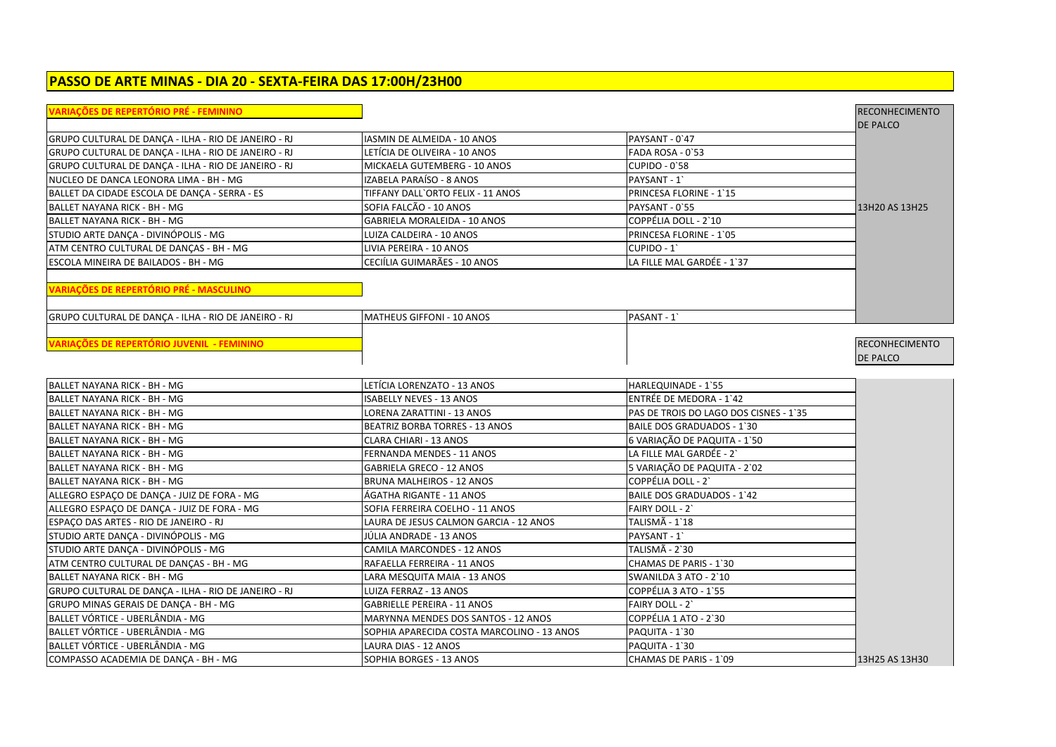# PASSO DE ARTE MINAS - DIA 20 - SEXTA-FEIRA DAS 17:00H/23H00

## VARIAÇÕES DE REPERTÓRIO PRÉ - FEMININO

| | | | RECONHECIMENTO DE PALCO |
|---|---|---|---|
| GRUPO CULTURAL DE DANÇA - ILHA - RIO DE JANEIRO - RJ | IASMIN DE ALMEIDA - 10 ANOS | PAYSANT - 0`47 | |
| GRUPO CULTURAL DE DANÇA - ILHA - RIO DE JANEIRO - RJ | LETÍCIA DE OLIVEIRA - 10 ANOS | FADA ROSA - 0`53 | |
| GRUPO CULTURAL DE DANÇA - ILHA - RIO DE JANEIRO - RJ | MICKAELA GUTEMBERG - 10 ANOS | CUPIDO - 0`58 | |
| NUCLEO DE DANCA LEONORA LIMA - BH - MG | IZABELA PARAÍSO - 8 ANOS | PAYSANT - 1` | |
| BALLET DA CIDADE ESCOLA DE DANÇA - SERRA - ES | TIFFANY DALL`ORTO FELIX - 11 ANOS | PRINCESA FLORINE - 1`15 | |
| BALLET NAYANA RICK - BH - MG | SOFIA FALCÃO - 10 ANOS | PAYSANT - 0`55 | 13H20 AS 13H25 |
| BALLET NAYANA RICK - BH - MG | GABRIELA MORALEIDA - 10 ANOS | COPPÉLIA DOLL - 2`10 | |
| STUDIO ARTE DANÇA - DIVINÓPOLIS - MG | LUIZA CALDEIRA - 10 ANOS | PRINCESA FLORINE - 1`05 | |
| ATM CENTRO CULTURAL DE DANÇAS - BH - MG | LIVIA PEREIRA - 10 ANOS | CUPIDO - 1` | |
| ESCOLA MINEIRA DE BAILADOS - BH - MG | CECIÍLIA GUIMARÃES - 10 ANOS | LA FILLE MAL GARDÉE - 1`37 | |

## VARIAÇÕES DE REPERTÓRIO PRÉ - MASCULINO

| | | |
|---|---|---|
| GRUPO CULTURAL DE DANÇA - ILHA - RIO DE JANEIRO - RJ | MATHEUS GIFFONI - 10 ANOS | PASANT - 1` |

## VARIAÇÕES DE REPERTÓRIO JUVENIL - FEMININO

| | | | RECONHECIMENTO DE PALCO |
|---|---|---|---|
| BALLET NAYANA RICK - BH - MG | LETÍCIA LORENZATO - 13 ANOS | HARLEQUINADE - 1`55 | |
| BALLET NAYANA RICK - BH - MG | ISABELLY NEVES - 13 ANOS | ENTRÉE DE MEDORA - 1`42 | |
| BALLET NAYANA RICK - BH - MG | LORENA ZARATTINI - 13 ANOS | PAS DE TROIS DO LAGO DOS CISNES - 1`35 | |
| BALLET NAYANA RICK - BH - MG | BEATRIZ BORBA TORRES - 13 ANOS | BAILE DOS GRADUADOS - 1`30 | |
| BALLET NAYANA RICK - BH - MG | CLARA CHIARI - 13 ANOS | 6 VARIAÇÃO DE PAQUITA - 1`50 | |
| BALLET NAYANA RICK - BH - MG | FERNANDA MENDES - 11 ANOS | LA FILLE MAL GARDÉE - 2` | |
| BALLET NAYANA RICK - BH - MG | GABRIELA GRECO - 12 ANOS | 5 VARIAÇÃO DE PAQUITA - 2`02 | |
| BALLET NAYANA RICK - BH - MG | BRUNA MALHEIROS - 12 ANOS | COPPÉLIA DOLL - 2` | |
| ALLEGRO ESPAÇO DE DANÇA - JUIZ DE FORA - MG | ÁGATHA RIGANTE - 11 ANOS | BAILE DOS GRADUADOS - 1`42 | |
| ALLEGRO ESPAÇO DE DANÇA - JUIZ DE FORA - MG | SOFIA FERREIRA COELHO - 11 ANOS | FAIRY DOLL - 2` | |
| ESPAÇO DAS ARTES - RIO DE JANEIRO - RJ | LAURA DE JESUS CALMON GARCIA - 12 ANOS | TALISMÃ - 1`18 | |
| STUDIO ARTE DANÇA - DIVINÓPOLIS - MG | JÚLIA ANDRADE - 13 ANOS | PAYSANT - 1` | |
| STUDIO ARTE DANÇA - DIVINÓPOLIS - MG | CAMILA MARCONDES - 12 ANOS | TALISMÃ - 2`30 | |
| ATM CENTRO CULTURAL DE DANÇAS - BH - MG | RAFAELLA FERREIRA - 11 ANOS | CHAMAS DE PARIS - 1`30 | |
| BALLET NAYANA RICK - BH - MG | LARA MESQUITA MAIA - 13 ANOS | SWANILDA 3 ATO - 2`10 | |
| GRUPO CULTURAL DE DANÇA - ILHA - RIO DE JANEIRO - RJ | LUIZA FERRAZ - 13 ANOS | COPPÉLIA 3 ATO - 1`55 | |
| GRUPO MINAS GERAIS DE DANÇA - BH - MG | GABRIELLE PEREIRA - 11 ANOS | FAIRY DOLL - 2` | |
| BALLET VÓRTICE - UBERLÂNDIA - MG | MARYNNA MENDES DOS SANTOS - 12 ANOS | COPPÉLIA 1 ATO - 2`30 | |
| BALLET VÓRTICE - UBERLÂNDIA - MG | SOPHIA APARECIDA COSTA MARCOLINO - 13 ANOS | PAQUITA - 1`30 | |
| BALLET VÓRTICE - UBERLÂNDIA - MG | LAURA DIAS - 12 ANOS | PAQUITA - 1`30 | |
| COMPASSO ACADEMIA DE DANÇA - BH - MG | SOPHIA BORGES - 13 ANOS | CHAMAS DE PARIS - 1`09 | 13H25 AS 13H30 |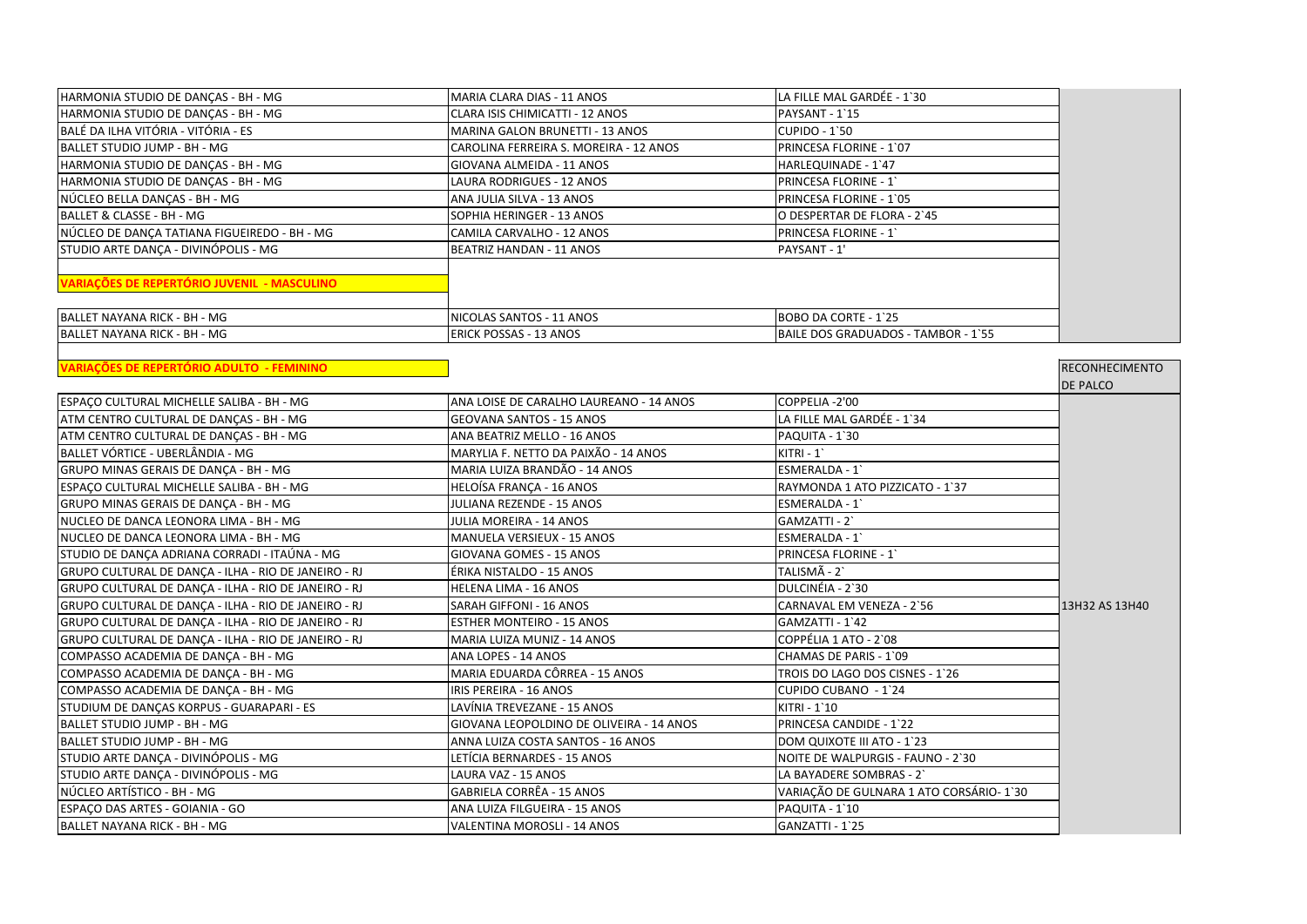| | | | |
|---|---|---|---|
| HARMONIA STUDIO DE DANÇAS - BH - MG | MARIA CLARA DIAS - 11 ANOS | LA FILLE MAL GARDÉE - 1`30 | |
| HARMONIA STUDIO DE DANÇAS - BH - MG | CLARA ISIS CHIMICATTI - 12 ANOS | PAYSANT - 1`15 | |
| BALÉ DA ILHA VITÓRIA - VITÓRIA - ES | MARINA GALON BRUNETTI - 13 ANOS | CUPIDO - 1`50 | |
| BALLET STUDIO JUMP - BH - MG | CAROLINA FERREIRA S. MOREIRA - 12 ANOS | PRINCESA FLORINE - 1`07 | |
| HARMONIA STUDIO DE DANÇAS - BH - MG | GIOVANA ALMEIDA - 11 ANOS | HARLEQUINADE - 1`47 | |
| HARMONIA STUDIO DE DANÇAS - BH - MG | LAURA RODRIGUES - 12 ANOS | PRINCESA FLORINE - 1` | |
| NÚCLEO BELLA DANÇAS - BH - MG | ANA JULIA SILVA - 13 ANOS | PRINCESA FLORINE - 1`05 | |
| BALLET & CLASSE - BH - MG | SOPHIA HERINGER - 13 ANOS | O DESPERTAR DE FLORA - 2`45 | |
| NÚCLEO DE DANÇA TATIANA FIGUEIREDO - BH - MG | CAMILA CARVALHO - 12 ANOS | PRINCESA FLORINE - 1` | |
| STUDIO ARTE DANÇA - DIVINÓPOLIS - MG | BEATRIZ HANDAN - 11 ANOS | PAYSANT - 1' | |

**VARIAÇÕES DE REPERTÓRIO JUVENIL - MASCULINO**

| | | | |
|---|---|---|---|
| BALLET NAYANA RICK - BH - MG | NICOLAS SANTOS - 11 ANOS | BOBO DA CORTE - 1`25 | |
| BALLET NAYANA RICK - BH - MG | ERICK POSSAS - 13 ANOS | BAILE DOS GRADUADOS - TAMBOR - 1`55 | |

**VARIAÇÕES DE REPERTÓRIO ADULTO - FEMININO**

| | | | RECONHECIMENTO DE PALCO |
|---|---|---|---|
| ESPAÇO CULTURAL MICHELLE SALIBA - BH - MG | ANA LOISE DE CARALHO LAUREANO - 14 ANOS | COPPELIA -2'00 | |
| ATM CENTRO CULTURAL DE DANÇAS - BH - MG | GEOVANA SANTOS - 15 ANOS | LA FILLE MAL GARDÉE - 1`34 | |
| ATM CENTRO CULTURAL DE DANÇAS - BH - MG | ANA BEATRIZ MELLO - 16 ANOS | PAQUITA - 1`30 | |
| BALLET VÓRTICE - UBERLÂNDIA - MG | MARYLIA F. NETTO DA PAIXÃO - 14 ANOS | KITRI - 1` | |
| GRUPO MINAS GERAIS DE DANÇA - BH - MG | MARIA LUIZA BRANDÃO - 14 ANOS | ESMERALDA - 1` | |
| ESPAÇO CULTURAL MICHELLE SALIBA - BH - MG | HELOÍSA FRANÇA - 16 ANOS | RAYMONDA 1 ATO PIZZICATO - 1`37 | |
| GRUPO MINAS GERAIS DE DANÇA - BH - MG | JULIANA REZENDE - 15 ANOS | ESMERALDA - 1` | |
| NUCLEO DE DANCA LEONORA LIMA - BH - MG | JULIA MOREIRA - 14 ANOS | GAMZATTI - 2` | |
| NUCLEO DE DANCA LEONORA LIMA - BH - MG | MANUELA VERSIEUX - 15 ANOS | ESMERALDA - 1` | |
| STUDIO DE DANÇA ADRIANA CORRADI - ITAÚNA - MG | GIOVANA GOMES - 15 ANOS | PRINCESA FLORINE - 1` | |
| GRUPO CULTURAL DE DANÇA - ILHA - RIO DE JANEIRO - RJ | ÉRIKA NISTALDO - 15 ANOS | TALISMÃ - 2` | |
| GRUPO CULTURAL DE DANÇA - ILHA - RIO DE JANEIRO - RJ | HELENA LIMA - 16 ANOS | DULCINÉIA - 2`30 | |
| GRUPO CULTURAL DE DANÇA - ILHA - RIO DE JANEIRO - RJ | SARAH GIFFONI - 16 ANOS | CARNAVAL EM VENEZA - 2`56 | 13H32 AS 13H40 |
| GRUPO CULTURAL DE DANÇA - ILHA - RIO DE JANEIRO - RJ | ESTHER MONTEIRO - 15 ANOS | GAMZATTI - 1`42 | |
| GRUPO CULTURAL DE DANÇA - ILHA - RIO DE JANEIRO - RJ | MARIA LUIZA MUNIZ - 14 ANOS | COPPÉLIA 1 ATO - 2`08 | |
| COMPASSO ACADEMIA DE DANÇA - BH - MG | ANA LOPES - 14 ANOS | CHAMAS DE PARIS - 1`09 | |
| COMPASSO ACADEMIA DE DANÇA - BH - MG | MARIA EDUARDA CÔRREA - 15 ANOS | TROIS DO LAGO DOS CISNES - 1`26 | |
| COMPASSO ACADEMIA DE DANÇA - BH - MG | IRIS PEREIRA - 16 ANOS | CUPIDO CUBANO - 1`24 | |
| STUDIUM DE DANÇAS KORPUS - GUARAPARI - ES | LAVÍNIA TREVEZANE - 15 ANOS | KITRI - 1`10 | |
| BALLET STUDIO JUMP - BH - MG | GIOVANA LEOPOLDINO DE OLIVEIRA - 14 ANOS | PRINCESA CANDIDE - 1`22 | |
| BALLET STUDIO JUMP - BH - MG | ANNA LUIZA COSTA SANTOS - 16 ANOS | DOM QUIXOTE III ATO - 1`23 | |
| STUDIO ARTE DANÇA - DIVINÓPOLIS - MG | LETÍCIA BERNARDES - 15 ANOS | NOITE DE WALPURGIS - FAUNO - 2`30 | |
| STUDIO ARTE DANÇA - DIVINÓPOLIS - MG | LAURA VAZ - 15 ANOS | LA BAYADERE SOMBRAS - 2` | |
| NÚCLEO ARTÍSTICO - BH - MG | GABRIELA CORRÊA - 15 ANOS | VARIAÇÃO DE GULNARA 1 ATO CORSÁRIO- 1`30 | |
| ESPAÇO DAS ARTES - GOIANIA - GO | ANA LUIZA FILGUEIRA - 15 ANOS | PAQUITA - 1`10 | |
| BALLET NAYANA RICK - BH - MG | VALENTINA MOROSLI - 14 ANOS | GANZATTI - 1`25 | |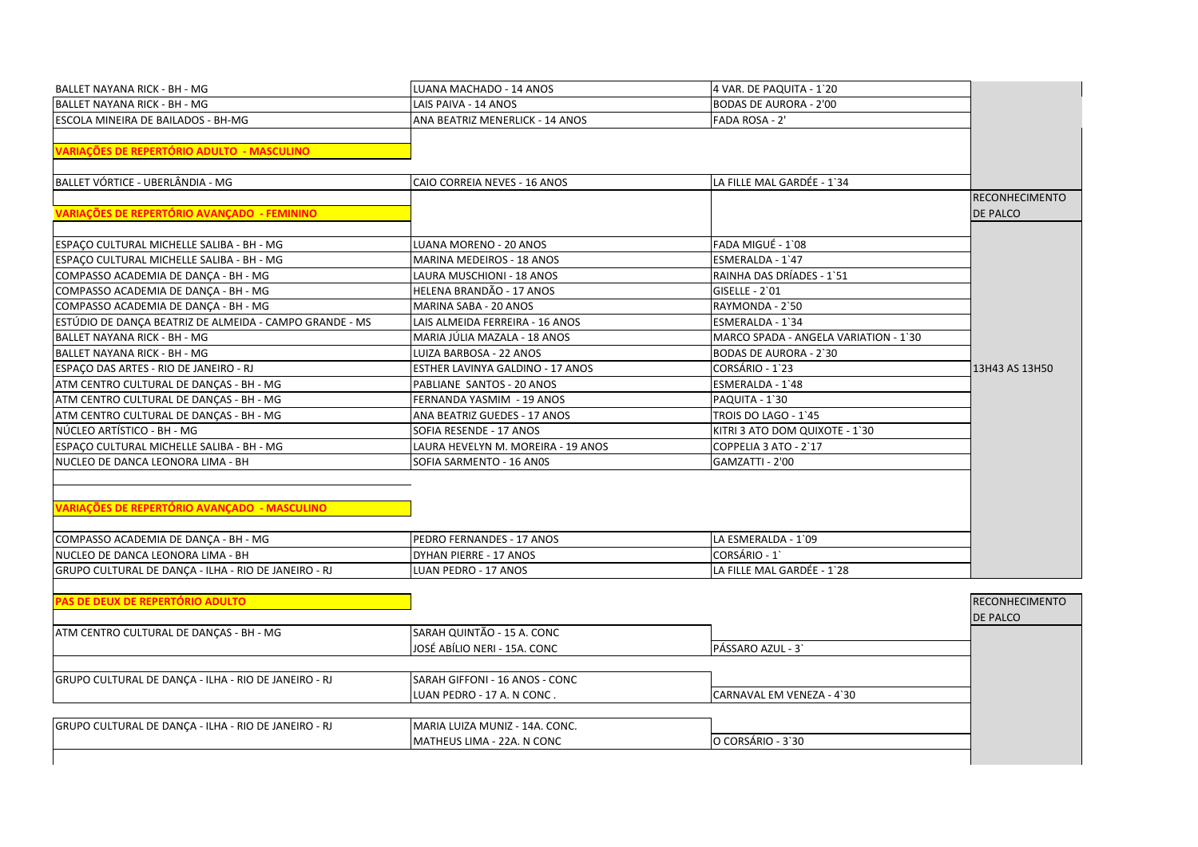| | | | |
|---|---|---|---|
| BALLET NAYANA RICK - BH - MG | LUANA MACHADO - 14 ANOS | 4 VAR. DE PAQUITA - 1`20 | |
| BALLET NAYANA RICK - BH - MG | LAIS PAIVA - 14 ANOS | BODAS DE AURORA - 2'00 | |
| ESCOLA MINEIRA DE BAILADOS - BH-MG | ANA BEATRIZ MENERLICK - 14 ANOS | FADA ROSA - 2' | |
| **VARIAÇÕES DE REPERTÓRIO ADULTO - MASCULINO** | | | |
| BALLET VÓRTICE - UBERLÂNDIA - MG | CAIO CORREIA NEVES - 16 ANOS | LA FILLE MAL GARDÉE - 1`34 | |
| **VARIAÇÕES DE REPERTÓRIO AVANÇADO - FEMININO** | | | RECONHECIMENTO DE PALCO |
| ESPAÇO CULTURAL MICHELLE SALIBA - BH - MG | LUANA MORENO - 20 ANOS | FADA MIGUÉ - 1`08 | |
| ESPAÇO CULTURAL MICHELLE SALIBA - BH - MG | MARINA MEDEIROS - 18 ANOS | ESMERALDA - 1`47 | |
| COMPASSO ACADEMIA DE DANÇA - BH - MG | LAURA MUSCHIONI - 18 ANOS | RAINHA DAS DRÍADES - 1`51 | |
| COMPASSO ACADEMIA DE DANÇA - BH - MG | HELENA BRANDÃO - 17 ANOS | GISELLE - 2`01 | |
| COMPASSO ACADEMIA DE DANÇA - BH - MG | MARINA SABA - 20 ANOS | RAYMONDA - 2`50 | |
| ESTÚDIO DE DANÇA BEATRIZ DE ALMEIDA - CAMPO GRANDE - MS | LAIS ALMEIDA FERREIRA - 16 ANOS | ESMERALDA - 1`34 | |
| BALLET NAYANA RICK - BH - MG | MARIA JÚLIA MAZALA - 18 ANOS | MARCO SPADA - ANGELA VARIATION - 1`30 | |
| BALLET NAYANA RICK - BH - MG | LUIZA BARBOSA - 22 ANOS | BODAS DE AURORA - 2`30 | |
| ESPAÇO DAS ARTES - RIO DE JANEIRO - RJ | ESTHER LAVINYA GALDINO - 17 ANOS | CORSÁRIO - 1`23 | 13H43 AS 13H50 |
| ATM CENTRO CULTURAL DE DANÇAS - BH - MG | PABLIANE SANTOS - 20 ANOS | ESMERALDA - 1`48 | |
| ATM CENTRO CULTURAL DE DANÇAS - BH - MG | FERNANDA YASMIM - 19 ANOS | PAQUITA - 1`30 | |
| ATM CENTRO CULTURAL DE DANÇAS - BH - MG | ANA BEATRIZ GUEDES - 17 ANOS | TROIS DO LAGO - 1`45 | |
| NÚCLEO ARTÍSTICO - BH - MG | SOFIA RESENDE - 17 ANOS | KITRI 3 ATO DOM QUIXOTE - 1`30 | |
| ESPAÇO CULTURAL MICHELLE SALIBA - BH - MG | LAURA HEVELYN M. MOREIRA - 19 ANOS | COPPELIA 3 ATO - 2`17 | |
| NUCLEO DE DANCA LEONORA LIMA - BH | SOFIA SARMENTO - 16 AN0S | GAMZATTI - 2'00 | |
| **VARIAÇÕES DE REPERTÓRIO AVANÇADO - MASCULINO** | | | |
| COMPASSO ACADEMIA DE DANÇA - BH - MG | PEDRO FERNANDES - 17 ANOS | LA ESMERALDA - 1`09 | |
| NUCLEO DE DANCA LEONORA LIMA - BH | DYHAN PIERRE - 17 ANOS | CORSÁRIO - 1` | |
| GRUPO CULTURAL DE DANÇA - ILHA - RIO DE JANEIRO - RJ | LUAN PEDRO - 17 ANOS | LA FILLE MAL GARDÉE - 1`28 | |
| **PAS DE DEUX DE REPERTÓRIO ADULTO** | | | RECONHECIMENTO DE PALCO |
| ATM CENTRO CULTURAL DE DANÇAS - BH - MG | SARAH QUINTÃO - 15 A. CONC | | |
| | JOSÉ ABÍLIO NERI - 15A. CONC | PÁSSARO AZUL - 3` | |
| GRUPO CULTURAL DE DANÇA - ILHA - RIO DE JANEIRO - RJ | SARAH GIFFONI - 16 ANOS - CONC | | |
| | LUAN PEDRO - 17 A. N CONC . | CARNAVAL EM VENEZA - 4`30 | |
| GRUPO CULTURAL DE DANÇA - ILHA - RIO DE JANEIRO - RJ | MARIA LUIZA MUNIZ - 14A. CONC. | | |
| | MATHEUS LIMA - 22A. N CONC | O CORSÁRIO - 3`30 | |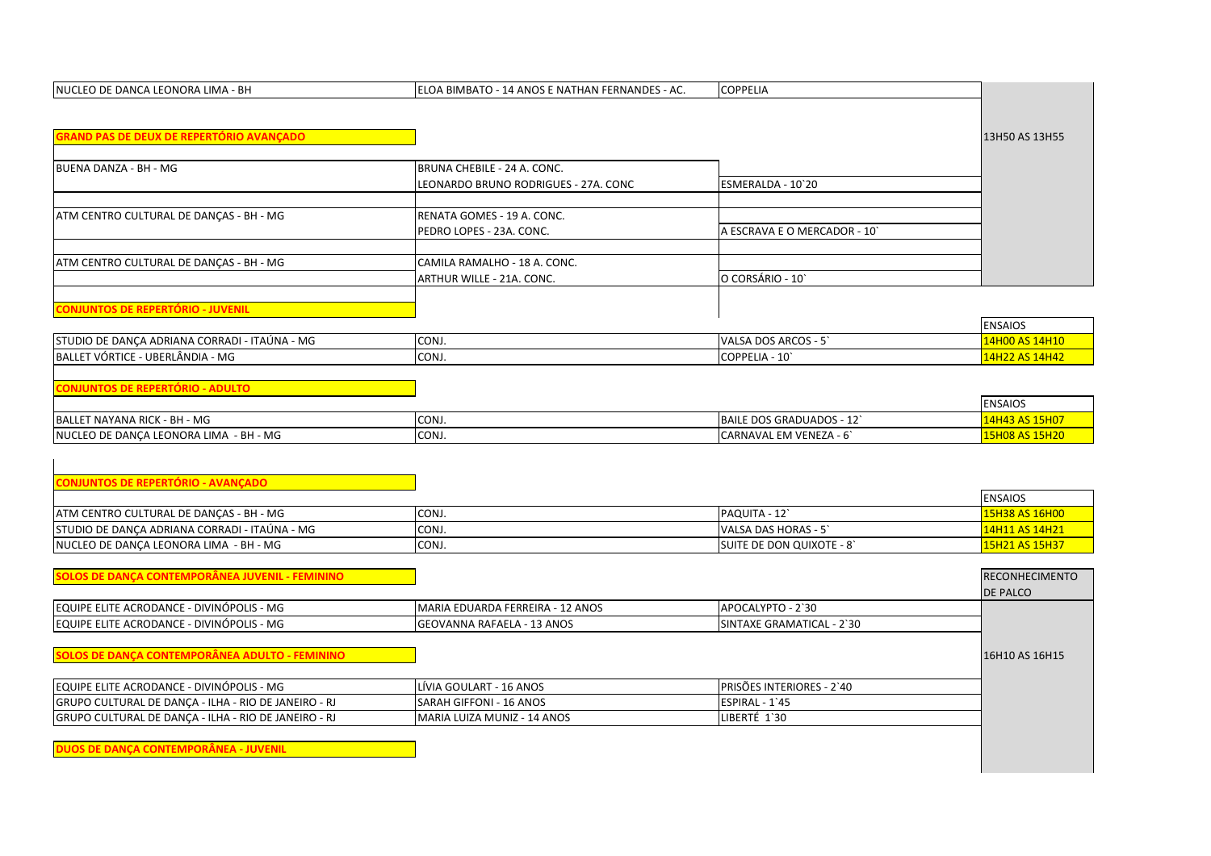| | | | |
|---|---|---|---|
| NUCLEO DE DANCA LEONORA LIMA - BH | ELOA BIMBATO - 14 ANOS E NATHAN FERNANDES - AC. | COPPELIA | |

**GRAND PAS DE DEUX DE REPERTÓRIO AVANÇADO**

| | | | 13H50 AS 13H55 |
|---|---|---|---|
| BUENA DANZA - BH - MG | BRUNA CHEBILE - 24 A. CONC. | | |
| | LEONARDO BRUNO RODRIGUES - 27A. CONC | ESMERALDA - 10`20 | |
| ATM CENTRO CULTURAL DE DANÇAS - BH - MG | RENATA GOMES - 19 A. CONC. | | |
| | PEDRO LOPES - 23A. CONC. | A ESCRAVA E O MERCADOR - 10` | |
| ATM CENTRO CULTURAL DE DANÇAS - BH - MG | CAMILA RAMALHO - 18 A. CONC. | | |
| | ARTHUR WILLE - 21A. CONC. | O CORSÁRIO - 10` | |

**CONJUNTOS DE REPERTÓRIO - JUVENIL**

| | | | ENSAIOS |
|---|---|---|---|
| STUDIO DE DANÇA ADRIANA CORRADI - ITAÚNA - MG | CONJ. | VALSA DOS ARCOS - 5` | 14H00 AS 14H10 |
| BALLET VÓRTICE - UBERLÂNDIA - MG | CONJ. | COPPELIA - 10` | 14H22 AS 14H42 |

**CONJUNTOS DE REPERTÓRIO - ADULTO**

| | | | ENSAIOS |
|---|---|---|---|
| BALLET NAYANA RICK - BH - MG | CONJ. | BAILE DOS GRADUADOS - 12` | 14H43 AS 15H07 |
| NUCLEO DE DANÇA LEONORA LIMA - BH - MG | CONJ. | CARNAVAL EM VENEZA - 6` | 15H08 AS 15H20 |

**CONJUNTOS DE REPERTÓRIO - AVANÇADO**

| | | | ENSAIOS |
|---|---|---|---|
| ATM CENTRO CULTURAL DE DANÇAS - BH - MG | CONJ. | PAQUITA - 12` | 15H38 AS 16H00 |
| STUDIO DE DANÇA ADRIANA CORRADI - ITAÚNA - MG | CONJ. | VALSA DAS HORAS - 5` | 14H11 AS 14H21 |
| NUCLEO DE DANÇA LEONORA LIMA - BH - MG | CONJ. | SUITE DE DON QUIXOTE - 8` | 15H21 AS 15H37 |

**SOLOS DE DANÇA CONTEMPORÂNEA JUVENIL - FEMININO**

| | | | RECONHECIMENTO DE PALCO |
|---|---|---|---|
| EQUIPE ELITE ACRODANCE - DIVINÓPOLIS - MG | MARIA EDUARDA FERREIRA - 12 ANOS | APOCALYPTO - 2`30 | |
| EQUIPE ELITE ACRODANCE - DIVINÓPOLIS - MG | GEOVANNA RAFAELA - 13 ANOS | SINTAXE GRAMATICAL - 2`30 | |

**SOLOS DE DANÇA CONTEMPORÂNEA ADULTO - FEMININO**

| | | | 16H10 AS 16H15 |
|---|---|---|---|
| EQUIPE ELITE ACRODANCE - DIVINÓPOLIS - MG | LÍVIA GOULART - 16 ANOS | PRISÕES INTERIORES - 2`40 | |
| GRUPO CULTURAL DE DANÇA - ILHA - RIO DE JANEIRO - RJ | SARAH GIFFONI - 16 ANOS | ESPIRAL - 1`45 | |
| GRUPO CULTURAL DE DANÇA - ILHA - RIO DE JANEIRO - RJ | MARIA LUIZA MUNIZ - 14 ANOS | LIBERTÉ 1`30 | |

**DUOS DE DANÇA CONTEMPORÂNEA - JUVENIL**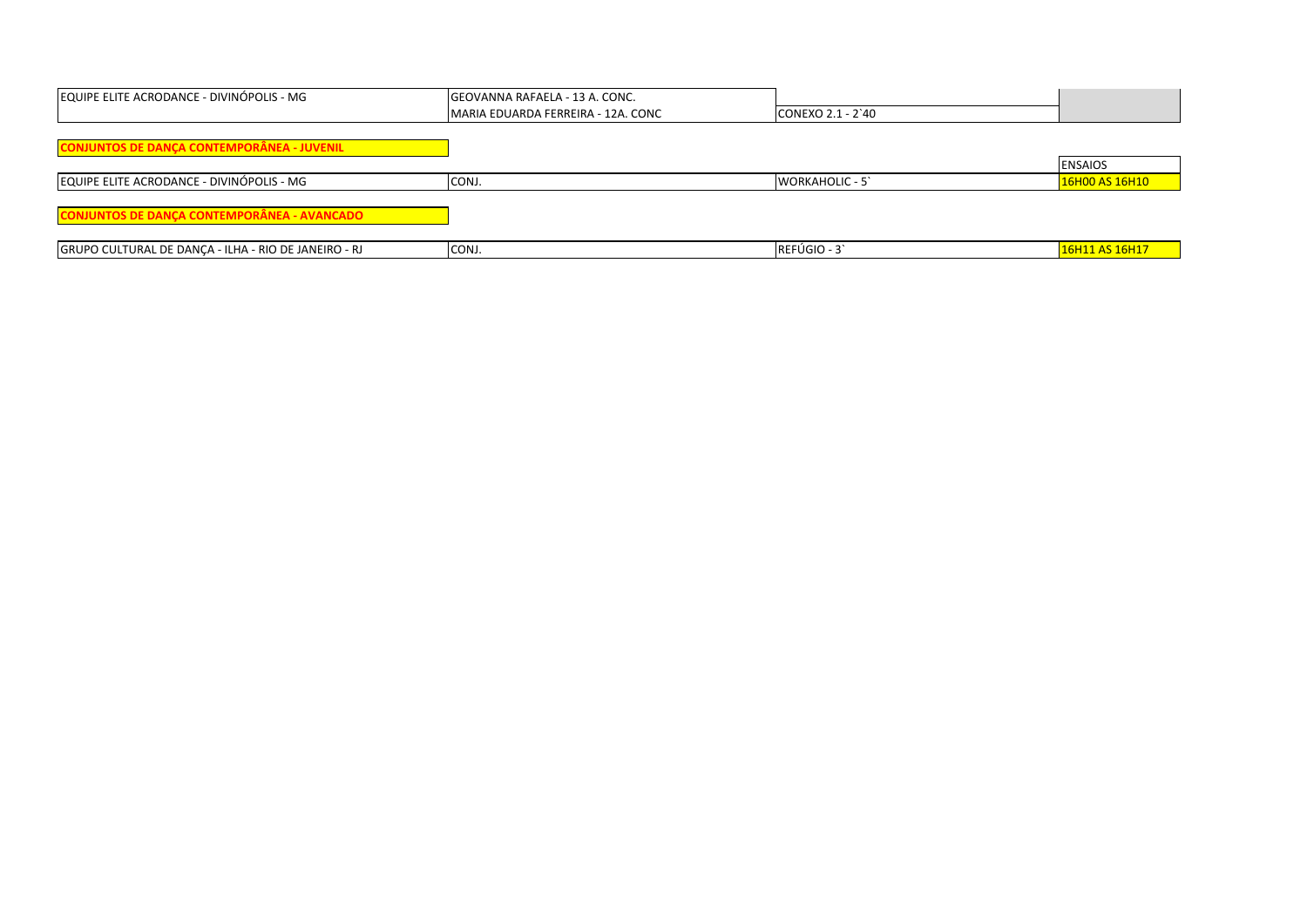| EQUIPE ELITE ACRODANCE - DIVINÓPOLIS - MG | GEOVANNA RAFAELA - 13 A. CONC.<br>MARIA EDUARDA FERREIRA - 12A. CONC | CONEXO 2.1 - 2`40 | |
|---|---|---|---|

**CONJUNTOS DE DANÇA CONTEMPORÂNEA - JUVENIL**

| | | | ENSAIOS |
|---|---|---|---|
| EQUIPE ELITE ACRODANCE - DIVINÓPOLIS - MG | CONJ. | WORKAHOLIC - 5` | 16H00 AS 16H10 |

**CONJUNTOS DE DANÇA CONTEMPORÂNEA - AVANCADO**

| | | | |
|---|---|---|---|
| GRUPO CULTURAL DE DANÇA - ILHA - RIO DE JANEIRO - RJ | CONJ. | REFÚGIO - 3` | 16H11 AS 16H17 |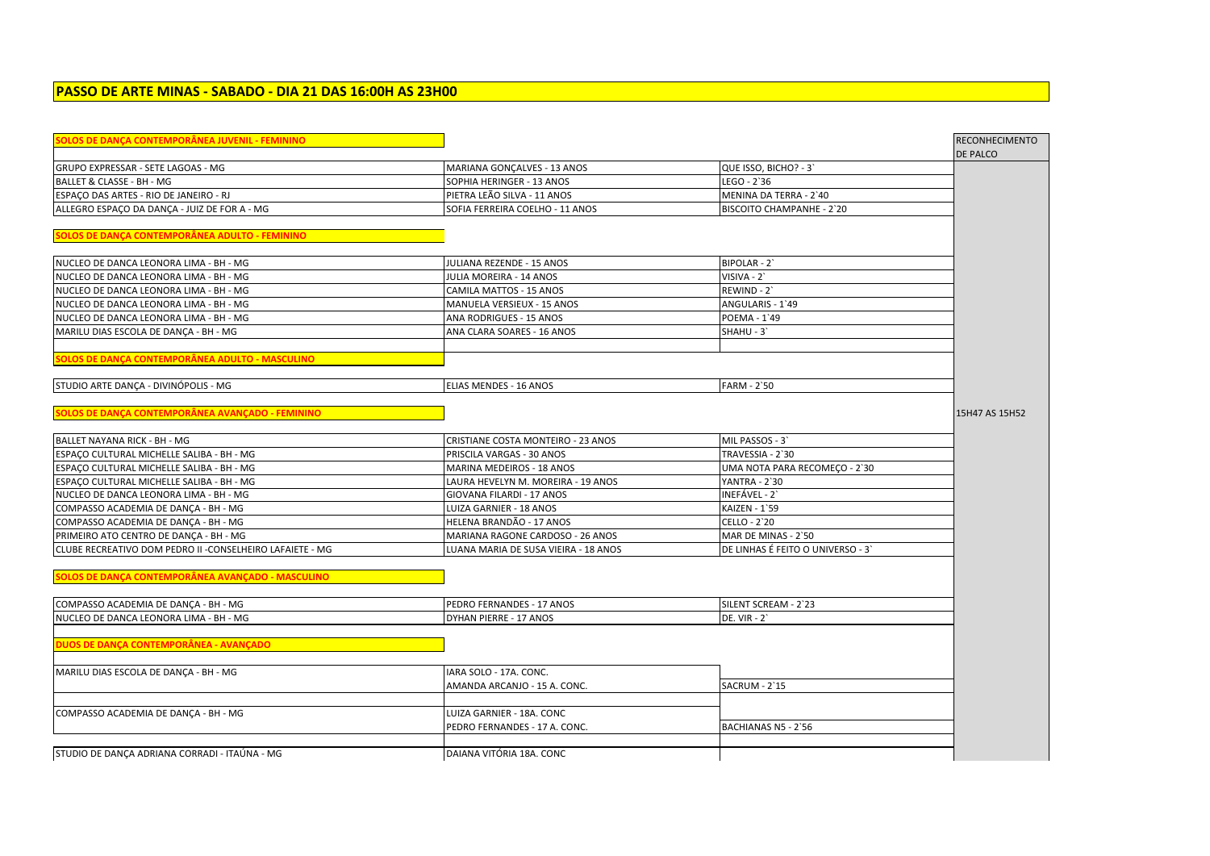# PASSO DE ARTE MINAS - SABADO - DIA 21 DAS 16:00H AS 23H00

| SOLOS DE DANÇA CONTEMPORÂNEA JUVENIL - FEMININO | | | RECONHECIMENTO DE PALCO |
|---|---|---|---|
| GRUPO EXPRESSAR - SETE LAGOAS - MG | MARIANA GONÇALVES - 13 ANOS | QUE ISSO, BICHO? - 3` | |
| BALLET & CLASSE - BH - MG | SOPHIA HERINGER - 13 ANOS | LEGO - 2`36 | |
| ESPAÇO DAS ARTES - RIO DE JANEIRO - RJ | PIETRA LEÃO SILVA - 11 ANOS | MENINA DA TERRA - 2`40 | |
| ALLEGRO ESPAÇO DA DANÇA - JUIZ DE FOR A - MG | SOFIA FERREIRA COELHO - 11 ANOS | BISCOITO CHAMPANHE - 2`20 | |
| **SOLOS DE DANÇA CONTEMPORÂNEA ADULTO - FEMININO** | | | |
| NUCLEO DE DANCA LEONORA LIMA - BH - MG | JULIANA REZENDE - 15 ANOS | BIPOLAR - 2` | |
| NUCLEO DE DANCA LEONORA LIMA - BH - MG | JULIA MOREIRA - 14 ANOS | VISIVA - 2` | |
| NUCLEO DE DANCA LEONORA LIMA - BH - MG | CAMILA MATTOS - 15 ANOS | REWIND - 2` | |
| NUCLEO DE DANCA LEONORA LIMA - BH - MG | MANUELA VERSIEUX - 15 ANOS | ANGULARIS - 1`49 | |
| NUCLEO DE DANCA LEONORA LIMA - BH - MG | ANA RODRIGUES - 15 ANOS | POEMA - 1`49 | |
| MARILU DIAS ESCOLA DE DANÇA - BH - MG | ANA CLARA SOARES - 16 ANOS | SHAHU - 3` | |
| **SOLOS DE DANÇA CONTEMPORÂNEA ADULTO - MASCULINO** | | | |
| STUDIO ARTE DANÇA - DIVINÓPOLIS - MG | ELIAS MENDES - 16 ANOS | FARM - 2`50 | |
| **SOLOS DE DANÇA CONTEMPORÂNEA AVANÇADO - FEMININO** | | | 15H47 AS 15H52 |
| BALLET NAYANA RICK - BH - MG | CRISTIANE COSTA MONTEIRO - 23 ANOS | MIL PASSOS - 3` | |
| ESPAÇO CULTURAL MICHELLE SALIBA - BH - MG | PRISCILA VARGAS - 30 ANOS | TRAVESSIA - 2`30 | |
| ESPAÇO CULTURAL MICHELLE SALIBA - BH - MG | MARINA MEDEIROS - 18 ANOS | UMA NOTA PARA RECOMEÇO - 2`30 | |
| ESPAÇO CULTURAL MICHELLE SALIBA - BH - MG | LAURA HEVELYN M. MOREIRA - 19 ANOS | YANTRA - 2`30 | |
| NUCLEO DE DANCA LEONORA LIMA - BH - MG | GIOVANA FILARDI - 17 ANOS | INEFÁVEL - 2` | |
| COMPASSO ACADEMIA DE DANÇA - BH - MG | LUIZA GARNIER - 18 ANOS | KAIZEN - 1`59 | |
| COMPASSO ACADEMIA DE DANÇA - BH - MG | HELENA BRANDÃO - 17 ANOS | CELLO - 2`20 | |
| PRIMEIRO ATO CENTRO DE DANÇA - BH - MG | MARIANA RAGONE CARDOSO - 26 ANOS | MAR DE MINAS - 2`50 | |
| CLUBE RECREATIVO DOM PEDRO II -CONSELHEIRO LAFAIETE - MG | LUANA MARIA DE SUSA VIEIRA - 18 ANOS | DE LINHAS É FEITO O UNIVERSO - 3` | |
| **SOLOS DE DANÇA CONTEMPORÂNEA AVANÇADO - MASCULINO** | | | |
| COMPASSO ACADEMIA DE DANÇA - BH - MG | PEDRO FERNANDES - 17 ANOS | SILENT SCREAM - 2`23 | |
| NUCLEO DE DANCA LEONORA LIMA - BH - MG | DYHAN PIERRE - 17 ANOS | DE. VIR - 2` | |
| **DUOS DE DANÇA CONTEMPORÂNEA - AVANÇADO** | | | |
| MARILU DIAS ESCOLA DE DANÇA - BH - MG | IARA SOLO - 17A. CONC. | | |
| | AMANDA ARCANJO - 15 A. CONC. | SACRUM - 2`15 | |
| COMPASSO ACADEMIA DE DANÇA - BH - MG | LUIZA GARNIER - 18A. CONC | | |
| | PEDRO FERNANDES - 17 A. CONC. | BACHIANAS N5 - 2`56 | |
| STUDIO DE DANÇA ADRIANA CORRADI - ITAÚNA - MG | DAIANA VITÓRIA 18A. CONC | | |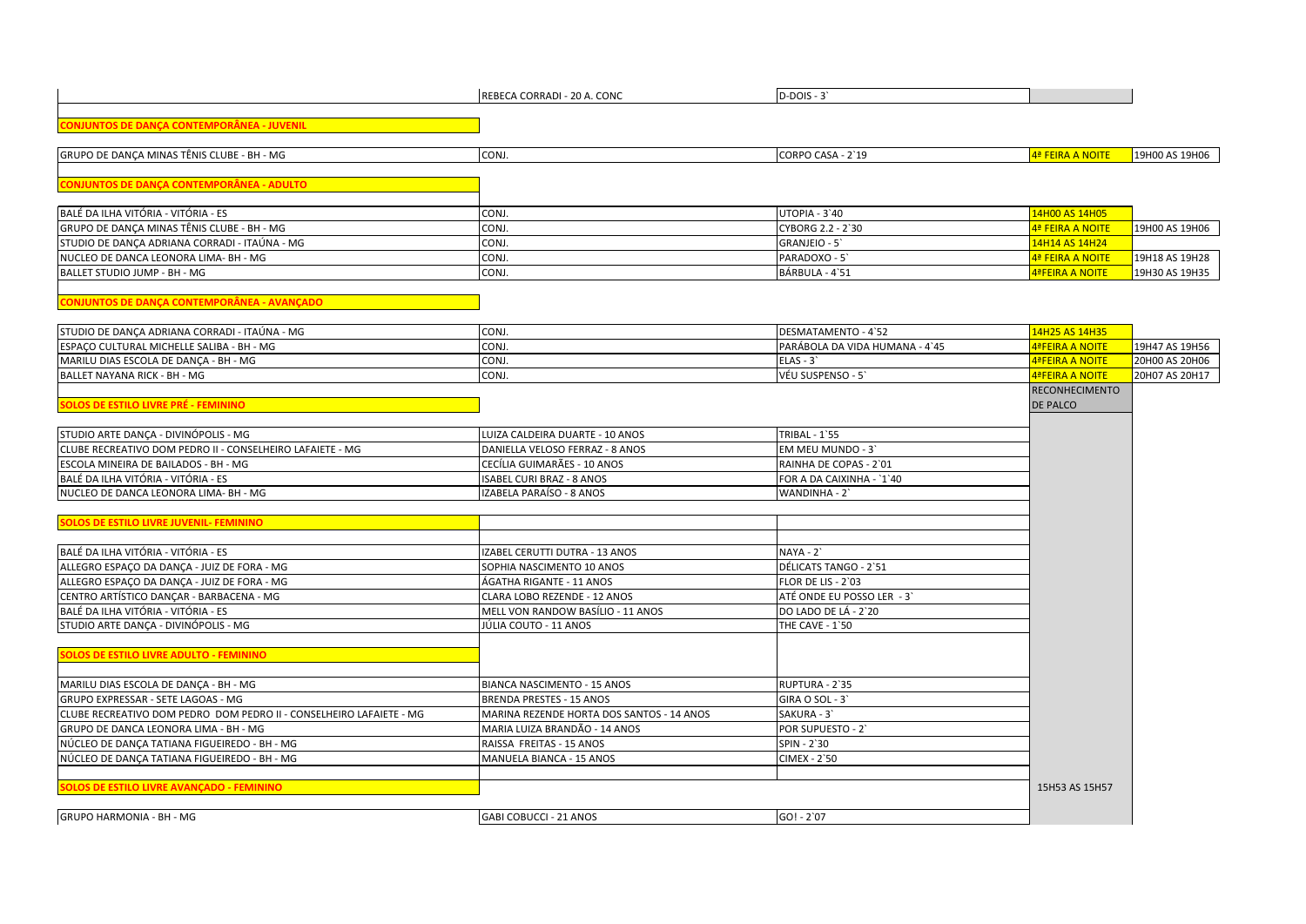| | | | | |
|---|---|---|---|---|
| | REBECA CORRADI - 20 A. CONC | D-DOIS - 3` | | |
| **CONJUNTOS DE DANÇA CONTEMPORÂNEA - JUVENIL** | | | | |
| GRUPO DE DANÇA MINAS TÊNIS CLUBE - BH - MG | CONJ. | CORPO CASA - 2`19 | 4ª FEIRA A NOITE | 19H00 AS 19H06 |
| **CONJUNTOS DE DANÇA CONTEMPORÂNEA - ADULTO** | | | | |
| BALÉ DA ILHA VITÓRIA - VITÓRIA - ES | CONJ. | UTOPIA - 3`40 | 14H00 AS 14H05 | |
| GRUPO DE DANÇA MINAS TÊNIS CLUBE - BH - MG | CONJ. | CYBORG 2.2 - 2`30 | 4ª FEIRA A NOITE | 19H00 AS 19H06 |
| STUDIO DE DANÇA ADRIANA CORRADI - ITAÚNA - MG | CONJ. | GRANJEIO - 5` | 14H14 AS 14H24 | |
| NUCLEO DE DANCA LEONORA LIMA- BH - MG | CONJ. | PARADOXO - 5` | 4ª FEIRA A NOITE | 19H18 AS 19H28 |
| BALLET STUDIO JUMP - BH - MG | CONJ. | BÁRBULA - 4`51 | 4ªFEIRA A NOITE | 19H30 AS 19H35 |
| **CONJUNTOS DE DANÇA CONTEMPORÂNEA - AVANÇADO** | | | | |
| STUDIO DE DANÇA ADRIANA CORRADI - ITAÚNA - MG | CONJ. | DESMATAMENTO - 4`52 | 14H25 AS 14H35 | |
| ESPAÇO CULTURAL MICHELLE SALIBA - BH - MG | CONJ. | PARÁBOLA DA VIDA HUMANA - 4`45 | 4ªFEIRA A NOITE | 19H47 AS 19H56 |
| MARILU DIAS ESCOLA DE DANÇA - BH - MG | CONJ. | ELAS - 3` | 4ªFEIRA A NOITE | 20H00 AS 20H06 |
| BALLET NAYANA RICK - BH - MG | CONJ. | VÉU SUSPENSO - 5` | 4ªFEIRA A NOITE | 20H07 AS 20H17 |
| **SOLOS DE ESTILO LIVRE PRÉ - FEMININO** | | | RECONHECIMENTO DE PALCO | |
| STUDIO ARTE DANÇA - DIVINÓPOLIS - MG | LUIZA CALDEIRA DUARTE - 10 ANOS | TRIBAL - 1`55 | | |
| CLUBE RECREATIVO DOM PEDRO II - CONSELHEIRO LAFAIETE - MG | DANIELLA VELOSO FERRAZ - 8 ANOS | EM MEU MUNDO - 3` | | |
| ESCOLA MINEIRA DE BAILADOS - BH - MG | CECÍLIA GUIMARÃES - 10 ANOS | RAINHA DE COPAS - 2`01 | | |
| BALÉ DA ILHA VITÓRIA - VITÓRIA - ES | ISABEL CURI BRAZ - 8 ANOS | FOR A DA CAIXINHA - `1`40 | | |
| NUCLEO DE DANCA LEONORA LIMA- BH - MG | IZABELA PARAÍSO - 8 ANOS | WANDINHA - 2` | | |
| **SOLOS DE ESTILO LIVRE JUVENIL- FEMININO** | | | | |
| BALÉ DA ILHA VITÓRIA - VITÓRIA - ES | IZABEL CERUTTI DUTRA - 13 ANOS | NAYA - 2` | | |
| ALLEGRO ESPAÇO DA DANÇA - JUIZ DE FORA - MG | SOPHIA NASCIMENTO 10 ANOS | DÉLICATS TANGO - 2`51 | | |
| ALLEGRO ESPAÇO DA DANÇA - JUIZ DE FORA - MG | ÁGATHA RIGANTE - 11 ANOS | FLOR DE LIS - 2`03 | | |
| CENTRO ARTÍSTICO DANÇAR - BARBACENA - MG | CLARA LOBO REZENDE - 12 ANOS | ATÉ ONDE EU POSSO LER - 3` | | |
| BALÉ DA ILHA VITÓRIA - VITÓRIA - ES | MELL VON RANDOW BASÍLIO - 11 ANOS | DO LADO DE LÁ - 2`20 | | |
| STUDIO ARTE DANÇA - DIVINÓPOLIS - MG | JÚLIA COUTO - 11 ANOS | THE CAVE - 1`50 | | |
| **SOLOS DE ESTILO LIVRE ADULTO - FEMININO** | | | | |
| MARILU DIAS ESCOLA DE DANÇA - BH - MG | BIANCA NASCIMENTO - 15 ANOS | RUPTURA - 2`35 | | |
| GRUPO EXPRESSAR - SETE LAGOAS - MG | BRENDA PRESTES - 15 ANOS | GIRA O SOL - 3` | | |
| CLUBE RECREATIVO DOM PEDRO DOM PEDRO II - CONSELHEIRO LAFAIETE - MG | MARINA REZENDE HORTA DOS SANTOS - 14 ANOS | SAKURA - 3` | | |
| GRUPO DE DANCA LEONORA LIMA - BH - MG | MARIA LUIZA BRANDÃO - 14 ANOS | POR SUPUESTO - 2` | | |
| NÚCLEO DE DANÇA TATIANA FIGUEIREDO - BH - MG | RAISSA FREITAS - 15 ANOS | SPIN - 2`30 | | |
| NÚCLEO DE DANÇA TATIANA FIGUEIREDO - BH - MG | MANUELA BIANCA - 15 ANOS | CIMEX - 2`50 | | |
| **SOLOS DE ESTILO LIVRE AVANÇADO - FEMININO** | | | 15H53 AS 15H57 | |
| GRUPO HARMONIA - BH - MG | GABI COBUCCI - 21 ANOS | GO! - 2`07 | | |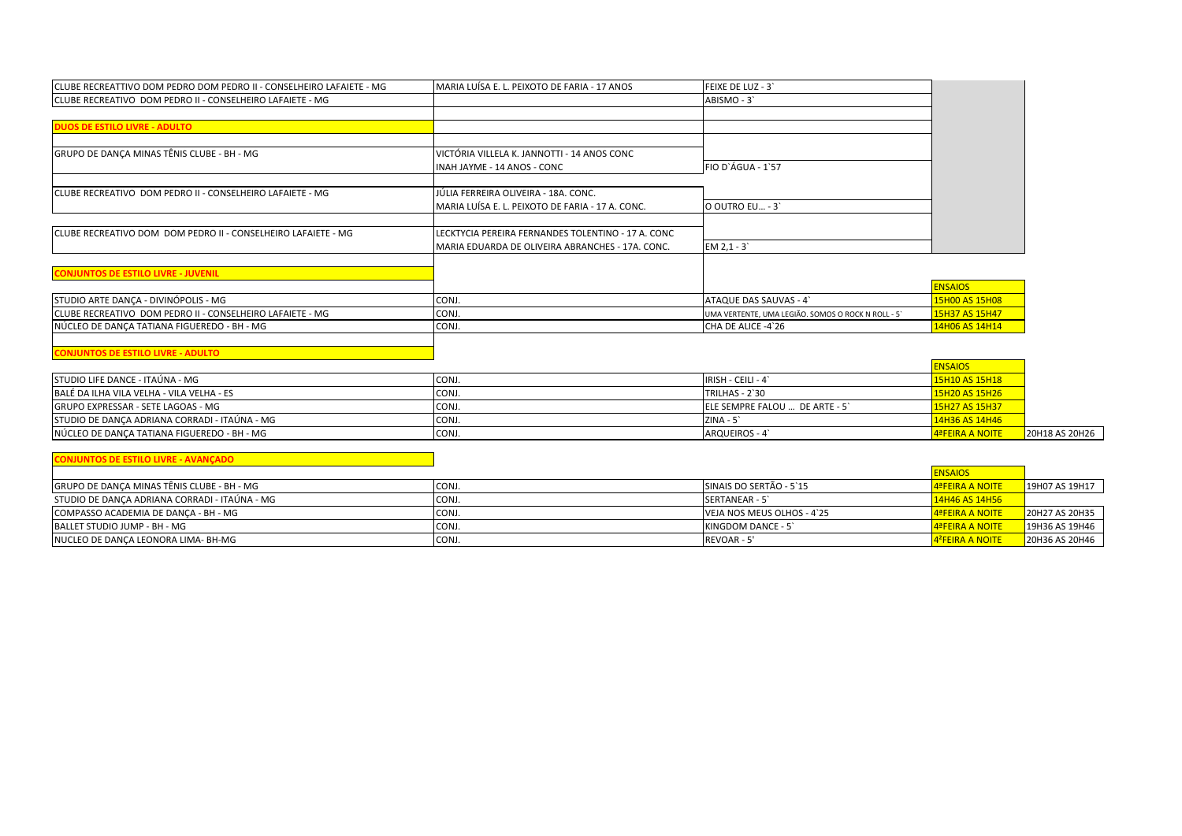| | | | | |
|---|---|---|---|---|
| CLUBE RECREATTIVO DOM PEDRO DOM PEDRO II - CONSELHEIRO LAFAIETE - MG | MARIA LUÍSA E. L. PEIXOTO DE FARIA - 17 ANOS | FEIXE DE LUZ - 3` | | |
| CLUBE RECREATIVO DOM PEDRO II - CONSELHEIRO LAFAIETE - MG | | ABISMO - 3` | | |
| | | | | |
| **DUOS DE ESTILO LIVRE - ADULTO** | | | | |
| | | | | |
| GRUPO DE DANÇA MINAS TÊNIS CLUBE - BH - MG | VICTÓRIA VILLELA K. JANNOTTI - 14 ANOS CONC | | | |
| | INAH JAYME - 14 ANOS - CONC | FIO D`ÁGUA - 1`57 | | |
| | | | | |
| CLUBE RECREATIVO DOM PEDRO II - CONSELHEIRO LAFAIETE - MG | JÚLIA FERREIRA OLIVEIRA - 18A. CONC. | | | |
| | MARIA LUÍSA E. L. PEIXOTO DE FARIA - 17 A. CONC. | O OUTRO EU... - 3` | | |
| | | | | |
| CLUBE RECREATIVO DOM DOM PEDRO II - CONSELHEIRO LAFAIETE - MG | LECKTYCIA PEREIRA FERNANDES TOLENTINO - 17 A. CONC | | | |
| | MARIA EDUARDA DE OLIVEIRA ABRANCHES - 17A. CONC. | EM 2,1 - 3` | | |
| | | | | |
| **CONJUNTOS DE ESTILO LIVRE - JUVENIL** | | | | |
| | | | ENSAIOS | |
| STUDIO ARTE DANÇA - DIVINÓPOLIS - MG | CONJ. | ATAQUE DAS SAUVAS - 4` | 15H00 AS 15H08 | |
| CLUBE RECREATIVO DOM PEDRO II - CONSELHEIRO LAFAIETE - MG | CONJ. | UMA VERTENTE, UMA LEGIÃO. SOMOS O ROCK N ROLL - 5` | 15H37 AS 15H47 | |
| NÚCLEO DE DANÇA TATIANA FIGUEREDO - BH - MG | CONJ. | CHA DE ALICE -4`26 | 14H06 AS 14H14 | |
| | | | | |
| **CONJUNTOS DE ESTILO LIVRE - ADULTO** | | | | |
| | | | ENSAIOS | |
| STUDIO LIFE DANCE - ITAÚNA - MG | CONJ. | IRISH - CEILI - 4` | 15H10 AS 15H18 | |
| BALÉ DA ILHA VILA VELHA - VILA VELHA - ES | CONJ. | TRILHAS - 2`30 | 15H20 AS 15H26 | |
| GRUPO EXPRESSAR - SETE LAGOAS - MG | CONJ. | ELE SEMPRE FALOU ... DE ARTE - 5` | 15H27 AS 15H37 | |
| STUDIO DE DANÇA ADRIANA CORRADI - ITAÚNA - MG | CONJ. | ZINA - 5` | 14H36 AS 14H46 | |
| NÚCLEO DE DANÇA TATIANA FIGUEREDO - BH - MG | CONJ. | ARQUEIROS - 4` | 4ªFEIRA A NOITE | 20H18 AS 20H26 |
| | | | | |
| **CONJUNTOS DE ESTILO LIVRE - AVANÇADO** | | | | |
| | | | ENSAIOS | |
| GRUPO DE DANÇA MINAS TÊNIS CLUBE - BH - MG | CONJ. | SINAIS DO SERTÃO - 5`15 | 4ªFEIRA A NOITE | 19H07 AS 19H17 |
| STUDIO DE DANÇA ADRIANA CORRADI - ITAÚNA - MG | CONJ. | SERTANEAR - 5` | 14H46 AS 14H56 | |
| COMPASSO ACADEMIA DE DANÇA - BH - MG | CONJ. | VEJA NOS MEUS OLHOS - 4`25 | 4ªFEIRA A NOITE | 20H27 AS 20H35 |
| BALLET STUDIO JUMP - BH - MG | CONJ. | KINGDOM DANCE - 5` | 4ªFEIRA A NOITE | 19H36 AS 19H46 |
| NUCLEO DE DANÇA LEONORA LIMA- BH-MG | CONJ. | REVOAR - 5' | 4ªFEIRA A NOITE | 20H36 AS 20H46 |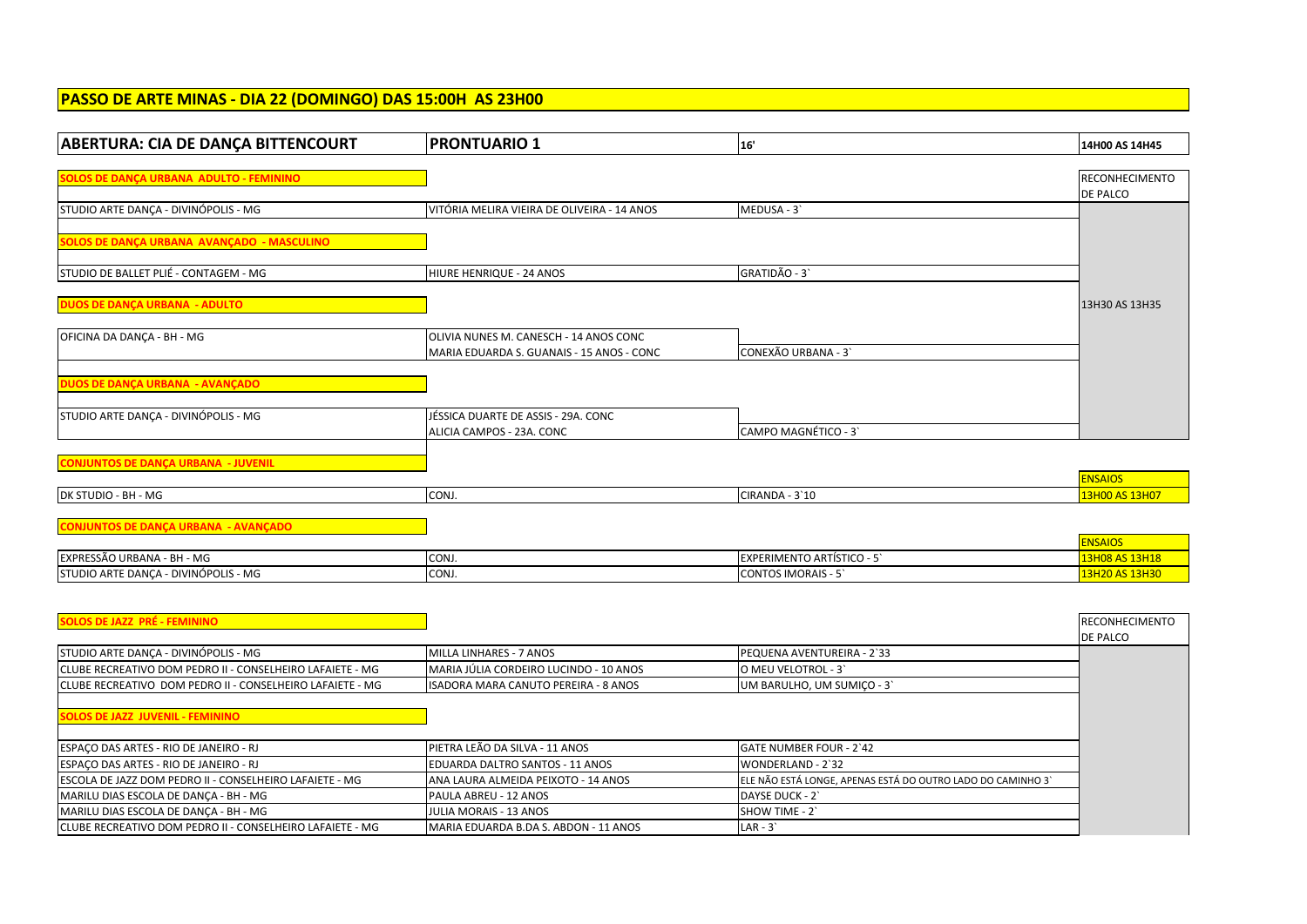# PASSO DE ARTE MINAS - DIA 22 (DOMINGO) DAS 15:00H AS 23H00

| ABERTURA: CIA DE DANÇA BITTENCOURT | PRONTUARIO 1 | 16' | 14H00 AS 14H45 |
|---|---|---|---|
| **SOLOS DE DANÇA URBANA ADULTO - FEMININO** | | | RECONHECIMENTO DE PALCO |
| STUDIO ARTE DANÇA - DIVINÓPOLIS - MG | VITÓRIA MELIRA VIEIRA DE OLIVEIRA - 14 ANOS | MEDUSA - 3` | |
| **SOLOS DE DANÇA URBANA AVANÇADO - MASCULINO** | | | |
| STUDIO DE BALLET PLIÉ - CONTAGEM - MG | HIURE HENRIQUE - 24 ANOS | GRATIDÃO - 3` | |
| **DUOS DE DANÇA URBANA - ADULTO** | | | 13H30 AS 13H35 |
| OFICINA DA DANÇA - BH - MG | OLIVIA NUNES M. CANESCH - 14 ANOS CONC<br>MARIA EDUARDA S. GUANAIS - 15 ANOS - CONC | CONEXÃO URBANA - 3` | |
| **DUOS DE DANÇA URBANA - AVANÇADO** | | | |
| STUDIO ARTE DANÇA - DIVINÓPOLIS - MG | JÉSSICA DUARTE DE ASSIS - 29A. CONC<br>ALICIA CAMPOS - 23A. CONC | CAMPO MAGNÉTICO - 3` | |
| **CONJUNTOS DE DANÇA URBANA - JUVENIL** | | | ENSAIOS |
| DK STUDIO - BH - MG | CONJ. | CIRANDA - 3`10 | 13H00 AS 13H07 |
| **CONJUNTOS DE DANÇA URBANA - AVANÇADO** | | | ENSAIOS |
| EXPRESSÃO URBANA - BH - MG | CONJ. | EXPERIMENTO ARTÍSTICO - 5` | 13H08 AS 13H18 |
| STUDIO ARTE DANÇA - DIVINÓPOLIS - MG | CONJ. | CONTOS IMORAIS - 5` | 13H20 AS 13H30 |

| SOLOS DE JAZZ PRÉ - FEMININO | | | RECONHECIMENTO DE PALCO |
|---|---|---|---|
| STUDIO ARTE DANÇA - DIVINÓPOLIS - MG | MILLA LINHARES - 7 ANOS | PEQUENA AVENTUREIRA - 2`33 | |
| CLUBE RECREATIVO DOM PEDRO II - CONSELHEIRO LAFAIETE - MG | MARIA JÚLIA CORDEIRO LUCINDO - 10 ANOS | O MEU VELOTROL - 3` | |
| CLUBE RECREATIVO DOM PEDRO II - CONSELHEIRO LAFAIETE - MG | ISADORA MARA CANUTO PEREIRA - 8 ANOS | UM BARULHO, UM SUMIÇO - 3` | |
| **SOLOS DE JAZZ JUVENIL - FEMININO** | | | |
| ESPAÇO DAS ARTES - RIO DE JANEIRO - RJ | PIETRA LEÃO DA SILVA - 11 ANOS | GATE NUMBER FOUR - 2`42 | |
| ESPAÇO DAS ARTES - RIO DE JANEIRO - RJ | EDUARDA DALTRO SANTOS - 11 ANOS | WONDERLAND - 2`32 | |
| ESCOLA DE JAZZ DOM PEDRO II - CONSELHEIRO LAFAIETE - MG | ANA LAURA ALMEIDA PEIXOTO - 14 ANOS | ELE NÃO ESTÁ LONGE, APENAS ESTÁ DO OUTRO LADO DO CAMINHO 3` | |
| MARILU DIAS ESCOLA DE DANÇA - BH - MG | PAULA ABREU - 12 ANOS | DAYSE DUCK - 2` | |
| MARILU DIAS ESCOLA DE DANÇA - BH - MG | JULIA MORAIS - 13 ANOS | SHOW TIME - 2` | |
| CLUBE RECREATIVO DOM PEDRO II - CONSELHEIRO LAFAIETE - MG | MARIA EDUARDA B.DA S. ABDON - 11 ANOS | LAR - 3` | |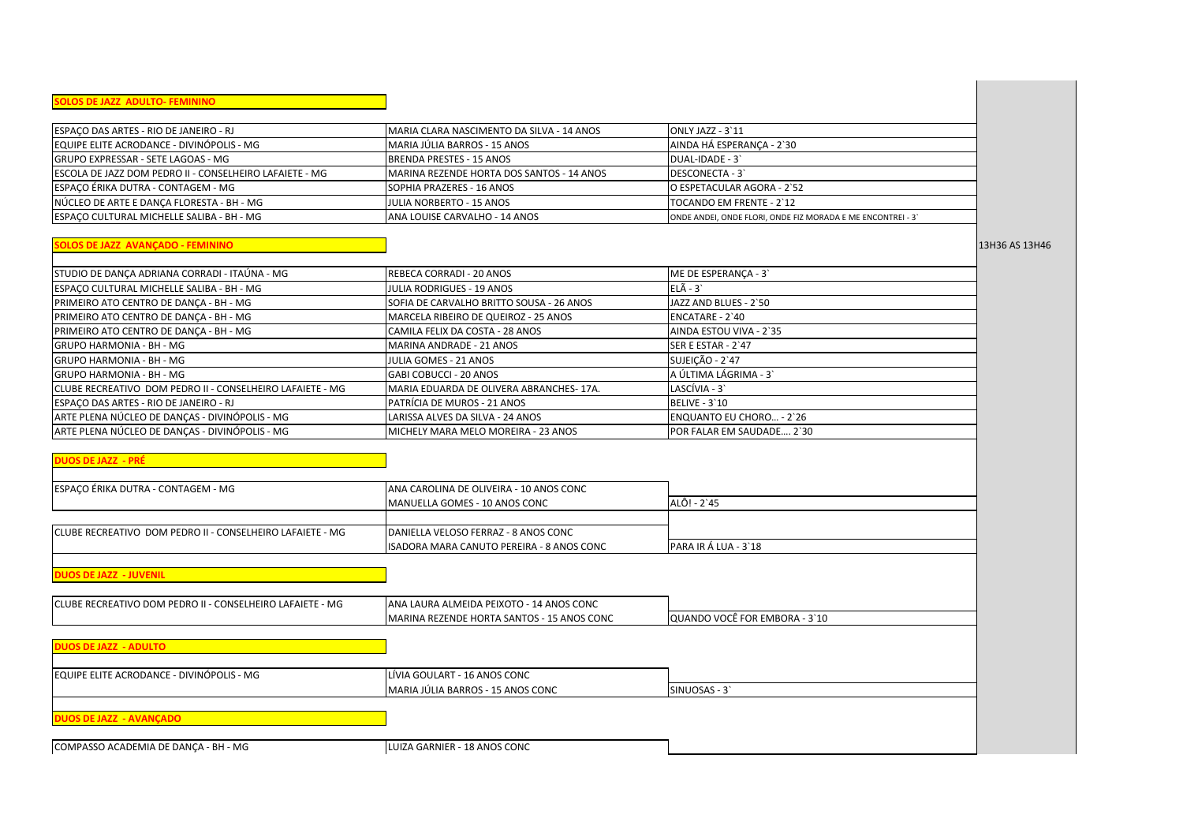**SOLOS DE JAZZ ADULTO- FEMININO**

| | | |
|---|---|---|
| ESPAÇO DAS ARTES - RIO DE JANEIRO - RJ | MARIA CLARA NASCIMENTO DA SILVA - 14 ANOS | ONLY JAZZ - 3`11 |
| EQUIPE ELITE ACRODANCE - DIVINÓPOLIS - MG | MARIA JÚLIA BARROS - 15 ANOS | AINDA HÁ ESPERANÇA - 2`30 |
| GRUPO EXPRESSAR - SETE LAGOAS - MG | BRENDA PRESTES - 15 ANOS | DUAL-IDADE - 3` |
| ESCOLA DE JAZZ DOM PEDRO II - CONSELHEIRO LAFAIETE - MG | MARINA REZENDE HORTA DOS SANTOS - 14 ANOS | DESCONECTA - 3` |
| ESPAÇO ÉRIKA DUTRA - CONTAGEM - MG | SOPHIA PRAZERES - 16 ANOS | O ESPETACULAR AGORA - 2`52 |
| NÚCLEO DE ARTE E DANÇA FLORESTA - BH - MG | JULIA NORBERTO - 15 ANOS | TOCANDO EM FRENTE - 2`12 |
| ESPAÇO CULTURAL MICHELLE SALIBA - BH - MG | ANA LOUISE CARVALHO - 14 ANOS | ONDE ANDEI, ONDE FLORI, ONDE FIZ MORADA E ME ENCONTREI - 3` |

**SOLOS DE JAZZ AVANÇADO - FEMININO**

13H36 AS 13H46

| | | |
|---|---|---|
| STUDIO DE DANÇA ADRIANA CORRADI - ITAÚNA - MG | REBECA CORRADI - 20 ANOS | ME DE ESPERANÇA - 3` |
| ESPAÇO CULTURAL MICHELLE SALIBA - BH - MG | JULIA RODRIGUES - 19 ANOS | ELÃ - 3` |
| PRIMEIRO ATO CENTRO DE DANÇA - BH - MG | SOFIA DE CARVALHO BRITTO SOUSA - 26 ANOS | JAZZ AND BLUES - 2`50 |
| PRIMEIRO ATO CENTRO DE DANÇA - BH - MG | MARCELA RIBEIRO DE QUEIROZ - 25 ANOS | ENCATARE - 2`40 |
| PRIMEIRO ATO CENTRO DE DANÇA - BH - MG | CAMILA FELIX DA COSTA - 28 ANOS | AINDA ESTOU VIVA - 2`35 |
| GRUPO HARMONIA - BH - MG | MARINA ANDRADE - 21 ANOS | SER E ESTAR - 2`47 |
| GRUPO HARMONIA - BH - MG | JULIA GOMES - 21 ANOS | SUJEIÇÃO - 2`47 |
| GRUPO HARMONIA - BH - MG | GABI COBUCCI - 20 ANOS | A ÚLTIMA LÁGRIMA - 3` |
| CLUBE RECREATIVO DOM PEDRO II - CONSELHEIRO LAFAIETE - MG | MARIA EDUARDA DE OLIVERA ABRANCHES- 17A. | LASCÍVIA - 3` |
| ESPAÇO DAS ARTES - RIO DE JANEIRO - RJ | PATRÍCIA DE MUROS - 21 ANOS | BELIVE - 3`10 |
| ARTE PLENA NÚCLEO DE DANÇAS - DIVINÓPOLIS - MG | LARISSA ALVES DA SILVA - 24 ANOS | ENQUANTO EU CHORO... - 2`26 |
| ARTE PLENA NÚCLEO DE DANÇAS - DIVINÓPOLIS - MG | MICHELY MARA MELO MOREIRA - 23 ANOS | POR FALAR EM SAUDADE.... 2`30 |

**DUOS DE JAZZ - PRÉ**

| | | |
|---|---|---|
| ESPAÇO ÉRIKA DUTRA - CONTAGEM - MG | ANA CAROLINA DE OLIVEIRA - 10 ANOS CONC | |
| | MANUELLA GOMES - 10 ANOS CONC | ALÔ! - 2`45 |
| CLUBE RECREATIVO DOM PEDRO II - CONSELHEIRO LAFAIETE - MG | DANIELLA VELOSO FERRAZ - 8 ANOS CONC | |
| | ISADORA MARA CANUTO PEREIRA - 8 ANOS CONC | PARA IR Á LUA - 3`18 |

**DUOS DE JAZZ - JUVENIL**

| | | |
|---|---|---|
| CLUBE RECREATIVO DOM PEDRO II - CONSELHEIRO LAFAIETE - MG | ANA LAURA ALMEIDA PEIXOTO - 14 ANOS CONC | |
| | MARINA REZENDE HORTA SANTOS - 15 ANOS CONC | QUANDO VOCÊ FOR EMBORA - 3`10 |

**DUOS DE JAZZ - ADULTO**

| | | |
|---|---|---|
| EQUIPE ELITE ACRODANCE - DIVINÓPOLIS - MG | LÍVIA GOULART - 16 ANOS CONC | |
| | MARIA JÚLIA BARROS - 15 ANOS CONC | SINUOSAS - 3` |

**DUOS DE JAZZ - AVANÇADO**

| | | |
|---|---|---|
| COMPASSO ACADEMIA DE DANÇA - BH - MG | LUIZA GARNIER - 18 ANOS CONC | |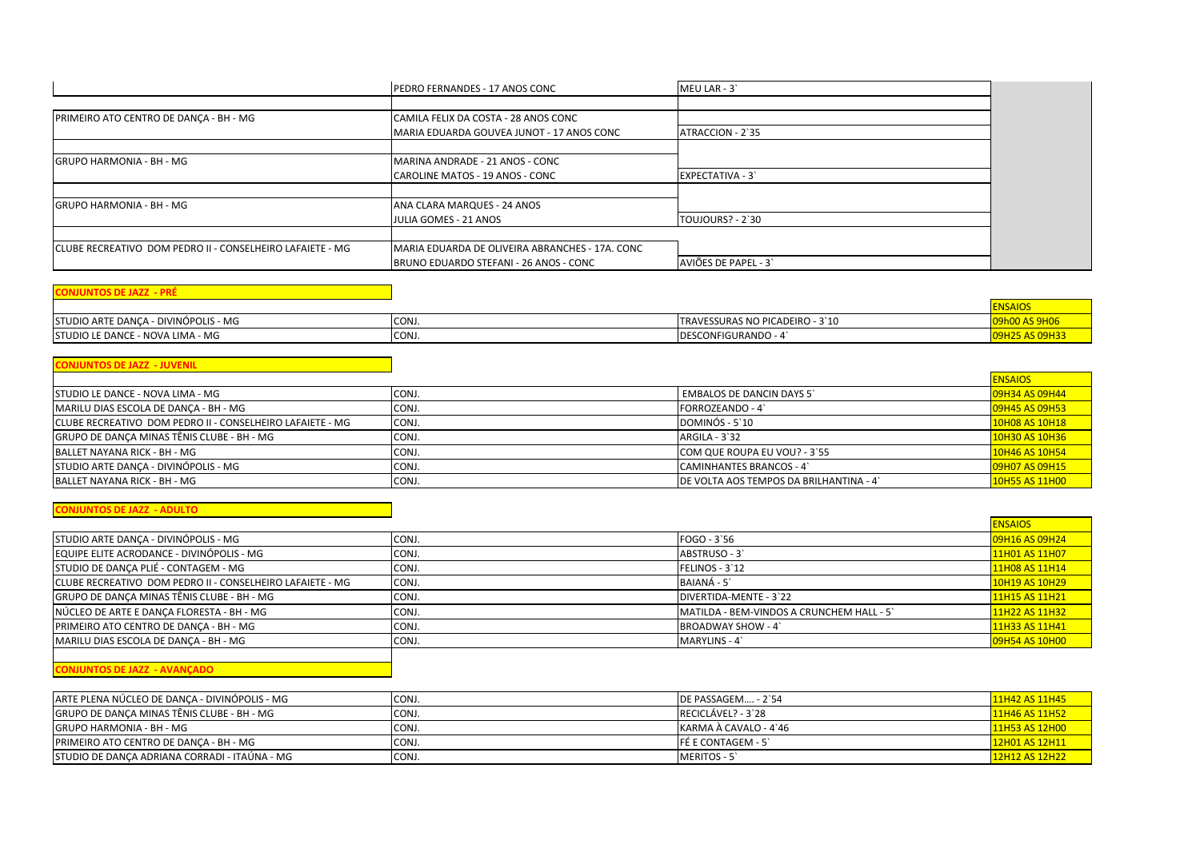| | | | |
|---|---|---|---|
| | PEDRO FERNANDES - 17 ANOS CONC | MEU LAR - 3` | |
| | | | |
| PRIMEIRO ATO CENTRO DE DANÇA - BH - MG | CAMILA FELIX DA COSTA - 28 ANOS CONC | | |
| | MARIA EDUARDA GOUVEA JUNOT - 17 ANOS CONC | ATRACCION - 2`35 | |
| | | | |
| GRUPO HARMONIA - BH - MG | MARINA ANDRADE - 21 ANOS - CONC | | |
| | CAROLINE MATOS - 19 ANOS - CONC | EXPECTATIVA - 3` | |
| | | | |
| GRUPO HARMONIA - BH - MG | ANA CLARA MARQUES - 24 ANOS | | |
| | JULIA GOMES - 21 ANOS | TOUJOURS? - 2`30 | |
| | | | |
| CLUBE RECREATIVO DOM PEDRO II - CONSELHEIRO LAFAIETE - MG | MARIA EDUARDA DE OLIVEIRA ABRANCHES - 17A. CONC | | |
| | BRUNO EDUARDO STEFANI - 26 ANOS - CONC | AVIÕES DE PAPEL - 3` | |

**CONJUNTOS DE JAZZ - PRÉ**

| | | | ENSAIOS |
|---|---|---|---|
| STUDIO ARTE DANÇA - DIVINÓPOLIS - MG | CONJ. | TRAVESSURAS NO PICADEIRO - 3`10 | 09h00 AS 9H06 |
| STUDIO LE DANCE - NOVA LIMA - MG | CONJ. | DESCONFIGURANDO - 4` | 09H25 AS 09H33 |

**CONJUNTOS DE JAZZ - JUVENIL**

| | | | ENSAIOS |
|---|---|---|---|
| STUDIO LE DANCE - NOVA LIMA - MG | CONJ. | EMBALOS DE DANCIN DAYS 5` | 09H34 AS 09H44 |
| MARILU DIAS ESCOLA DE DANÇA - BH - MG | CONJ. | FORROZEANDO - 4` | 09H45 AS 09H53 |
| CLUBE RECREATIVO DOM PEDRO II - CONSELHEIRO LAFAIETE - MG | CONJ. | DOMINÓS - 5`10 | 10H08 AS 10H18 |
| GRUPO DE DANÇA MINAS TÊNIS CLUBE - BH - MG | CONJ. | ARGILA - 3`32 | 10H30 AS 10H36 |
| BALLET NAYANA RICK - BH - MG | CONJ. | COM QUE ROUPA EU VOU? - 3`55 | 10H46 AS 10H54 |
| STUDIO ARTE DANÇA - DIVINÓPOLIS - MG | CONJ. | CAMINHANTES BRANCOS - 4` | 09H07 AS 09H15 |
| BALLET NAYANA RICK - BH - MG | CONJ. | DE VOLTA AOS TEMPOS DA BRILHANTINA - 4` | 10H55 AS 11H00 |

**CONJUNTOS DE JAZZ - ADULTO**

| | | | ENSAIOS |
|---|---|---|---|
| STUDIO ARTE DANÇA - DIVINÓPOLIS - MG | CONJ. | FOGO - 3`56 | 09H16 AS 09H24 |
| EQUIPE ELITE ACRODANCE - DIVINÓPOLIS - MG | CONJ. | ABSTRUSO - 3` | 11H01 AS 11H07 |
| STUDIO DE DANÇA PLIÉ - CONTAGEM - MG | CONJ. | FELINOS - 3`12 | 11H08 AS 11H14 |
| CLUBE RECREATIVO DOM PEDRO II - CONSELHEIRO LAFAIETE - MG | CONJ. | BAIANÁ - 5` | 10H19 AS 10H29 |
| GRUPO DE DANÇA MINAS TÊNIS CLUBE - BH - MG | CONJ. | DIVERTIDA-MENTE - 3`22 | 11H15 AS 11H21 |
| NÚCLEO DE ARTE E DANÇA FLORESTA - BH - MG | CONJ. | MATILDA - BEM-VINDOS A CRUNCHEM HALL - 5` | 11H22 AS 11H32 |
| PRIMEIRO ATO CENTRO DE DANÇA - BH - MG | CONJ. | BROADWAY SHOW - 4` | 11H33 AS 11H41 |
| MARILU DIAS ESCOLA DE DANÇA - BH - MG | CONJ. | MARYLINS - 4` | 09H54 AS 10H00 |

**CONJUNTOS DE JAZZ - AVANÇADO**

| | | | |
|---|---|---|---|
| ARTE PLENA NÚCLEO DE DANÇA - DIVINÓPOLIS - MG | CONJ. | DE PASSAGEM.... - 2`54 | 11H42 AS 11H45 |
| GRUPO DE DANÇA MINAS TÊNIS CLUBE - BH - MG | CONJ. | RECICLÁVEL? - 3`28 | 11H46 AS 11H52 |
| GRUPO HARMONIA - BH - MG | CONJ. | KARMA À CAVALO - 4`46 | 11H53 AS 12H00 |
| PRIMEIRO ATO CENTRO DE DANÇA - BH - MG | CONJ. | FÉ E CONTAGEM - 5` | 12H01 AS 12H11 |
| STUDIO DE DANÇA ADRIANA CORRADI - ITAÚNA - MG | CONJ. | MERITOS - 5` | 12H12 AS 12H22 |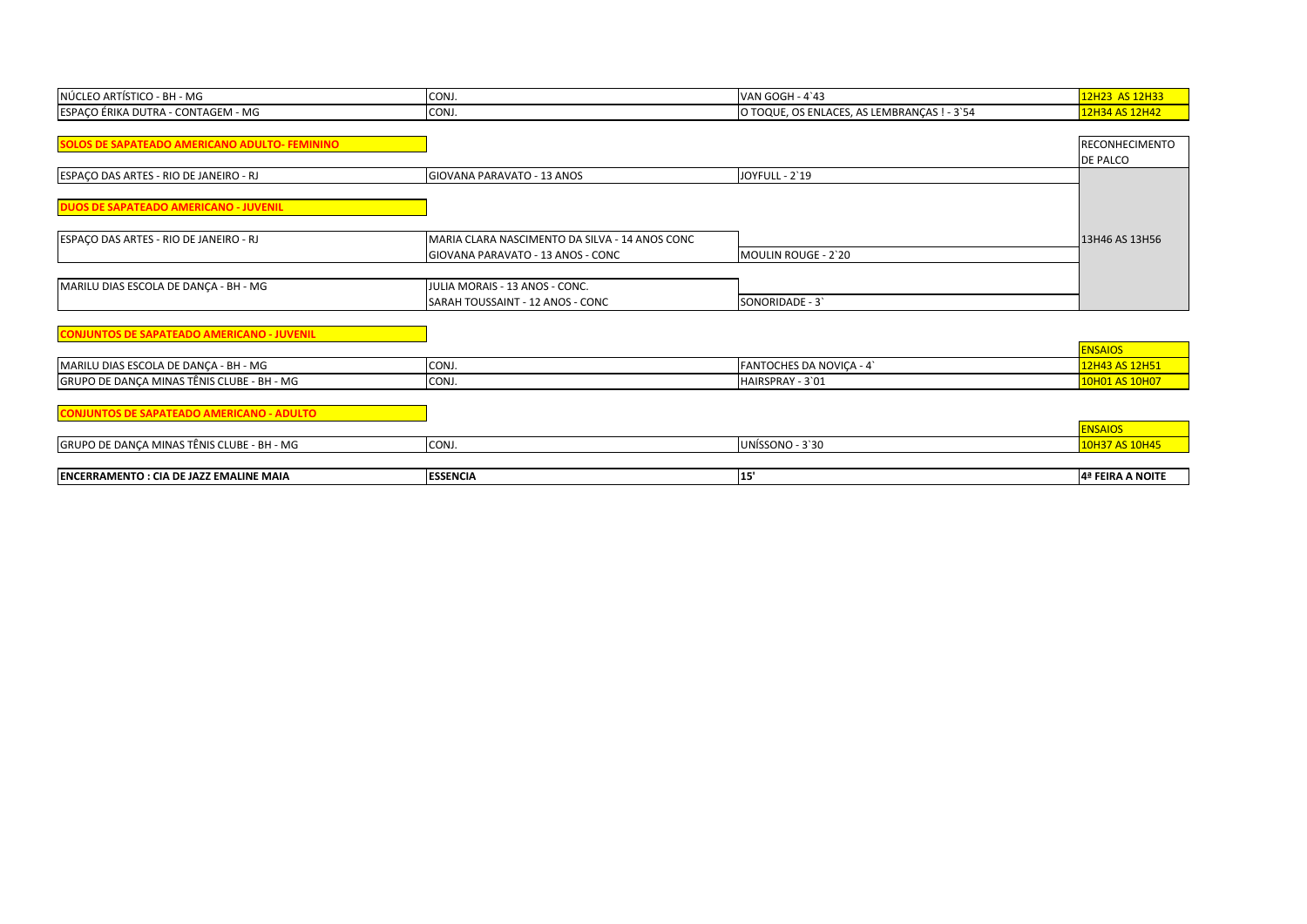| | | | |
|---|---|---|---|
| NÚCLEO ARTÍSTICO - BH - MG | CONJ. | VAN GOGH - 4`43 | 12H23 AS 12H33 |
| ESPAÇO ÉRIKA DUTRA - CONTAGEM - MG | CONJ. | O TOQUE, OS ENLACES, AS LEMBRANÇAS ! - 3`54 | 12H34 AS 12H42 |

| | | | |
|---|---|---|---|
| **SOLOS DE SAPATEADO AMERICANO ADULTO- FEMININO** | | | RECONHECIMENTO DE PALCO |
| ESPAÇO DAS ARTES - RIO DE JANEIRO - RJ | GIOVANA PARAVATO - 13 ANOS | JOYFULL - 2`19 | |
| **DUOS DE SAPATEADO AMERICANO - JUVENIL** | | | |
| ESPAÇO DAS ARTES - RIO DE JANEIRO - RJ | MARIA CLARA NASCIMENTO DA SILVA - 14 ANOS CONC<br>GIOVANA PARAVATO - 13 ANOS - CONC | MOULIN ROUGE - 2`20 | 13H46 AS 13H56 |
| MARILU DIAS ESCOLA DE DANÇA - BH - MG | JULIA MORAIS - 13 ANOS - CONC.<br>SARAH TOUSSAINT - 12 ANOS - CONC | SONORIDADE - 3` | |

| | | | |
|---|---|---|---|
| **CONJUNTOS DE SAPATEADO AMERICANO - JUVENIL** | | | ENSAIOS |
| MARILU DIAS ESCOLA DE DANÇA - BH - MG | CONJ. | FANTOCHES DA NOVIÇA - 4` | 12H43 AS 12H51 |
| GRUPO DE DANÇA MINAS TÊNIS CLUBE - BH - MG | CONJ. | HAIRSPRAY - 3`01 | 10H01 AS 10H07 |

| | | | |
|---|---|---|---|
| **CONJUNTOS DE SAPATEADO AMERICANO - ADULTO** | | | ENSAIOS |
| GRUPO DE DANÇA MINAS TÊNIS CLUBE - BH - MG | CONJ. | UNÍSSONO - 3`30 | 10H37 AS 10H45 |

| | | | |
|---|---|---|---|
| **ENCERRAMENTO : CIA DE JAZZ EMALINE MAIA** | **ESSENCIA** | **15'** | **4ª FEIRA A NOITE** |